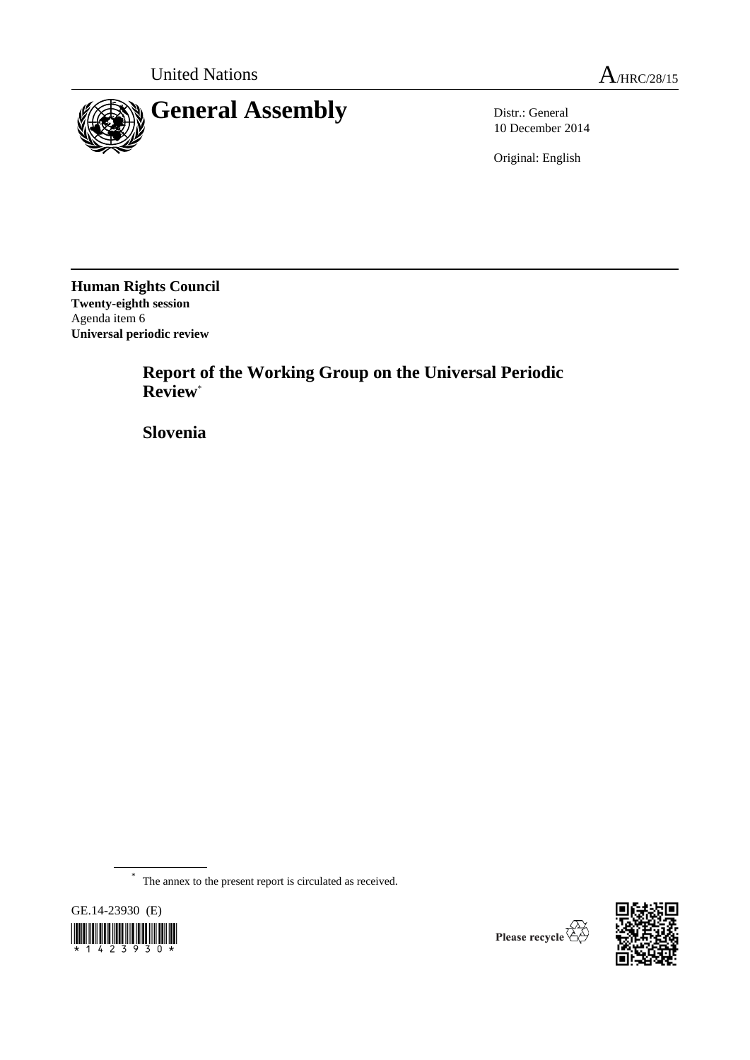United Nations A/HRC/28/15

# General Assembly

Distr.: General
10 December 2014

Original: English

**Human Rights Council**
**Twenty-eighth session**
Agenda item 6
**Universal periodic review**

## Report of the Working Group on the Universal Periodic Review*

## Slovenia

\* The annex to the present report is circulated as received.

GE.14-23930 (E)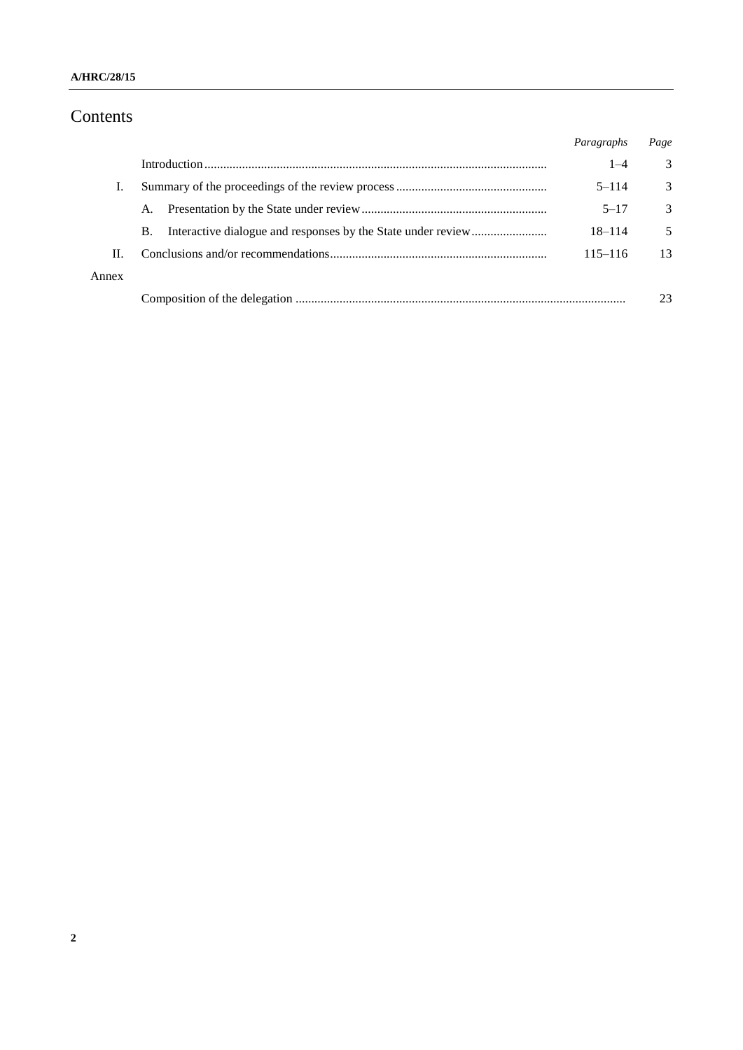# Contents

| | | Paragraphs | Page |
|---|---|---|---|
| | Introduction | 1–4 | 3 |
| I. | Summary of the proceedings of the review process | 5–114 | 3 |
| | A. Presentation by the State under review | 5–17 | 3 |
| | B. Interactive dialogue and responses by the State under review | 18–114 | 5 |
| II. | Conclusions and/or recommendations | 115–116 | 13 |
| Annex | | | |
| | Composition of the delegation | | 23 |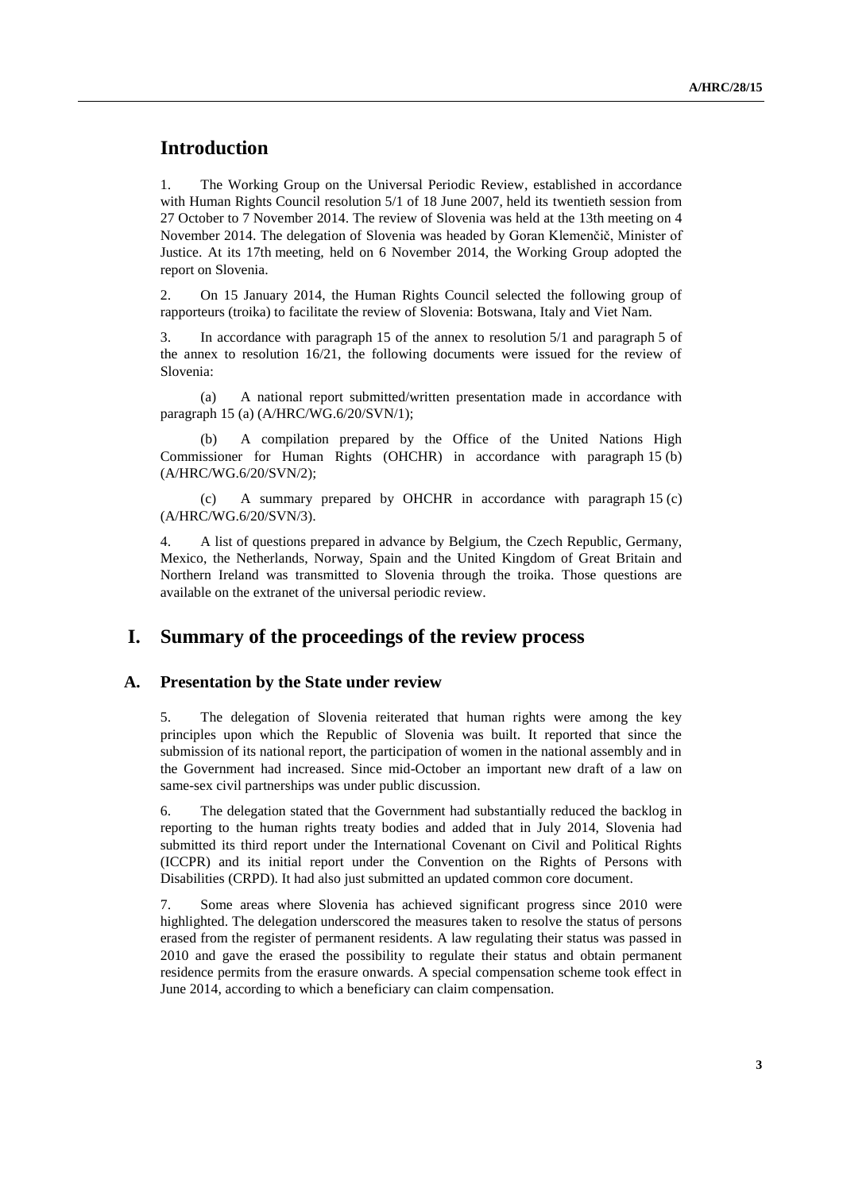# Introduction

1. The Working Group on the Universal Periodic Review, established in accordance with Human Rights Council resolution 5/1 of 18 June 2007, held its twentieth session from 27 October to 7 November 2014. The review of Slovenia was held at the 13th meeting on 4 November 2014. The delegation of Slovenia was headed by Goran Klemenčič, Minister of Justice. At its 17th meeting, held on 6 November 2014, the Working Group adopted the report on Slovenia.

2. On 15 January 2014, the Human Rights Council selected the following group of rapporteurs (troika) to facilitate the review of Slovenia: Botswana, Italy and Viet Nam.

3. In accordance with paragraph 15 of the annex to resolution 5/1 and paragraph 5 of the annex to resolution 16/21, the following documents were issued for the review of Slovenia:

(a) A national report submitted/written presentation made in accordance with paragraph 15 (a) (A/HRC/WG.6/20/SVN/1);

(b) A compilation prepared by the Office of the United Nations High Commissioner for Human Rights (OHCHR) in accordance with paragraph 15 (b) (A/HRC/WG.6/20/SVN/2);

(c) A summary prepared by OHCHR in accordance with paragraph 15 (c) (A/HRC/WG.6/20/SVN/3).

4. A list of questions prepared in advance by Belgium, the Czech Republic, Germany, Mexico, the Netherlands, Norway, Spain and the United Kingdom of Great Britain and Northern Ireland was transmitted to Slovenia through the troika. Those questions are available on the extranet of the universal periodic review.

# I. Summary of the proceedings of the review process

## A. Presentation by the State under review

5. The delegation of Slovenia reiterated that human rights were among the key principles upon which the Republic of Slovenia was built. It reported that since the submission of its national report, the participation of women in the national assembly and in the Government had increased. Since mid-October an important new draft of a law on same-sex civil partnerships was under public discussion.

6. The delegation stated that the Government had substantially reduced the backlog in reporting to the human rights treaty bodies and added that in July 2014, Slovenia had submitted its third report under the International Covenant on Civil and Political Rights (ICCPR) and its initial report under the Convention on the Rights of Persons with Disabilities (CRPD). It had also just submitted an updated common core document.

7. Some areas where Slovenia has achieved significant progress since 2010 were highlighted. The delegation underscored the measures taken to resolve the status of persons erased from the register of permanent residents. A law regulating their status was passed in 2010 and gave the erased the possibility to regulate their status and obtain permanent residence permits from the erasure onwards. A special compensation scheme took effect in June 2014, according to which a beneficiary can claim compensation.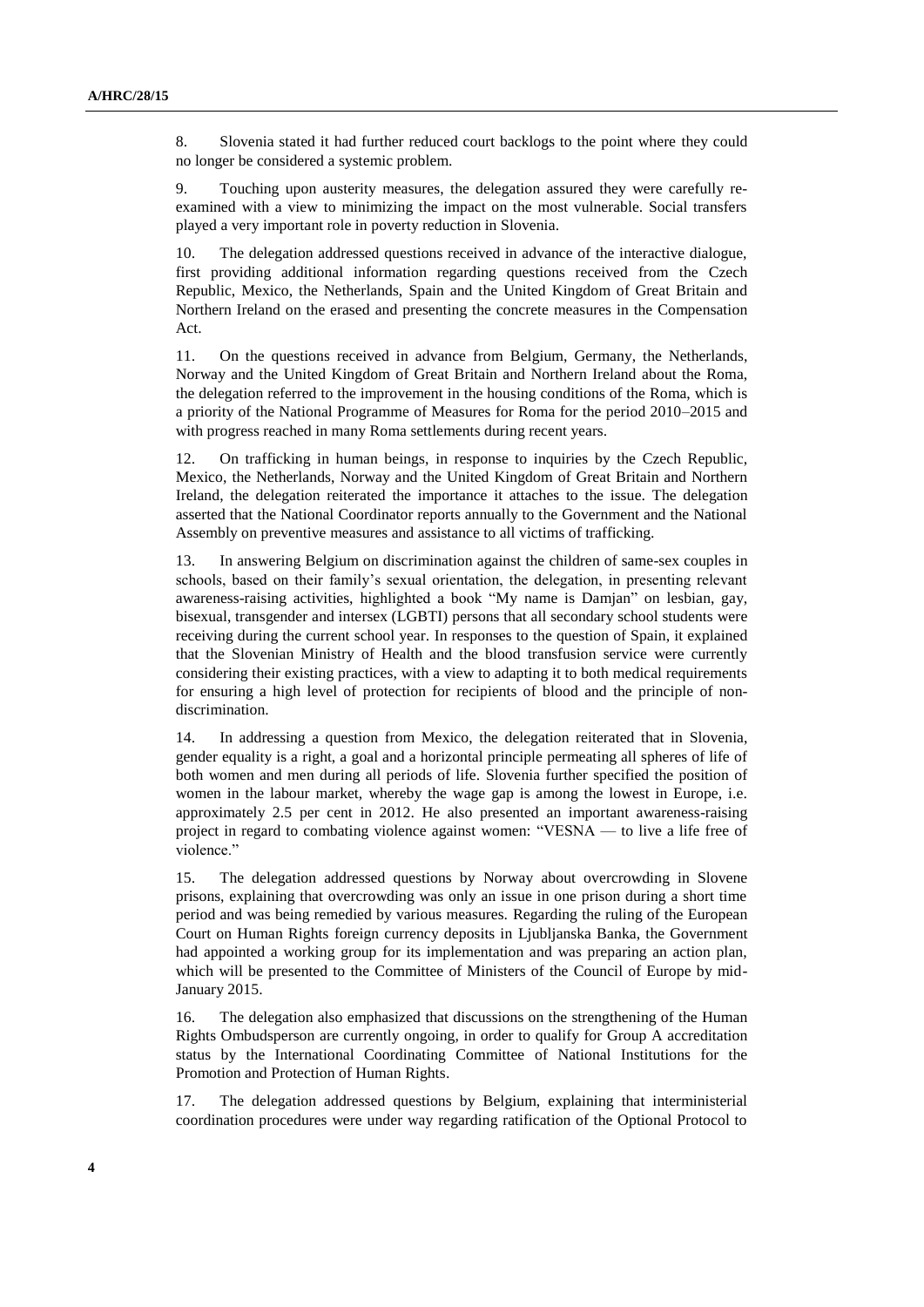8. Slovenia stated it had further reduced court backlogs to the point where they could no longer be considered a systemic problem.

9. Touching upon austerity measures, the delegation assured they were carefully re-examined with a view to minimizing the impact on the most vulnerable. Social transfers played a very important role in poverty reduction in Slovenia.

10. The delegation addressed questions received in advance of the interactive dialogue, first providing additional information regarding questions received from the Czech Republic, Mexico, the Netherlands, Spain and the United Kingdom of Great Britain and Northern Ireland on the erased and presenting the concrete measures in the Compensation Act.

11. On the questions received in advance from Belgium, Germany, the Netherlands, Norway and the United Kingdom of Great Britain and Northern Ireland about the Roma, the delegation referred to the improvement in the housing conditions of the Roma, which is a priority of the National Programme of Measures for Roma for the period 2010–2015 and with progress reached in many Roma settlements during recent years.

12. On trafficking in human beings, in response to inquiries by the Czech Republic, Mexico, the Netherlands, Norway and the United Kingdom of Great Britain and Northern Ireland, the delegation reiterated the importance it attaches to the issue. The delegation asserted that the National Coordinator reports annually to the Government and the National Assembly on preventive measures and assistance to all victims of trafficking.

13. In answering Belgium on discrimination against the children of same-sex couples in schools, based on their family's sexual orientation, the delegation, in presenting relevant awareness-raising activities, highlighted a book "My name is Damjan" on lesbian, gay, bisexual, transgender and intersex (LGBTI) persons that all secondary school students were receiving during the current school year. In responses to the question of Spain, it explained that the Slovenian Ministry of Health and the blood transfusion service were currently considering their existing practices, with a view to adapting it to both medical requirements for ensuring a high level of protection for recipients of blood and the principle of non-discrimination.

14. In addressing a question from Mexico, the delegation reiterated that in Slovenia, gender equality is a right, a goal and a horizontal principle permeating all spheres of life of both women and men during all periods of life. Slovenia further specified the position of women in the labour market, whereby the wage gap is among the lowest in Europe, i.e. approximately 2.5 per cent in 2012. He also presented an important awareness-raising project in regard to combating violence against women: "VESNA — to live a life free of violence."

15. The delegation addressed questions by Norway about overcrowding in Slovene prisons, explaining that overcrowding was only an issue in one prison during a short time period and was being remedied by various measures. Regarding the ruling of the European Court on Human Rights foreign currency deposits in Ljubljanska Banka, the Government had appointed a working group for its implementation and was preparing an action plan, which will be presented to the Committee of Ministers of the Council of Europe by mid-January 2015.

16. The delegation also emphasized that discussions on the strengthening of the Human Rights Ombudsperson are currently ongoing, in order to qualify for Group A accreditation status by the International Coordinating Committee of National Institutions for the Promotion and Protection of Human Rights.

17. The delegation addressed questions by Belgium, explaining that interministerial coordination procedures were under way regarding ratification of the Optional Protocol to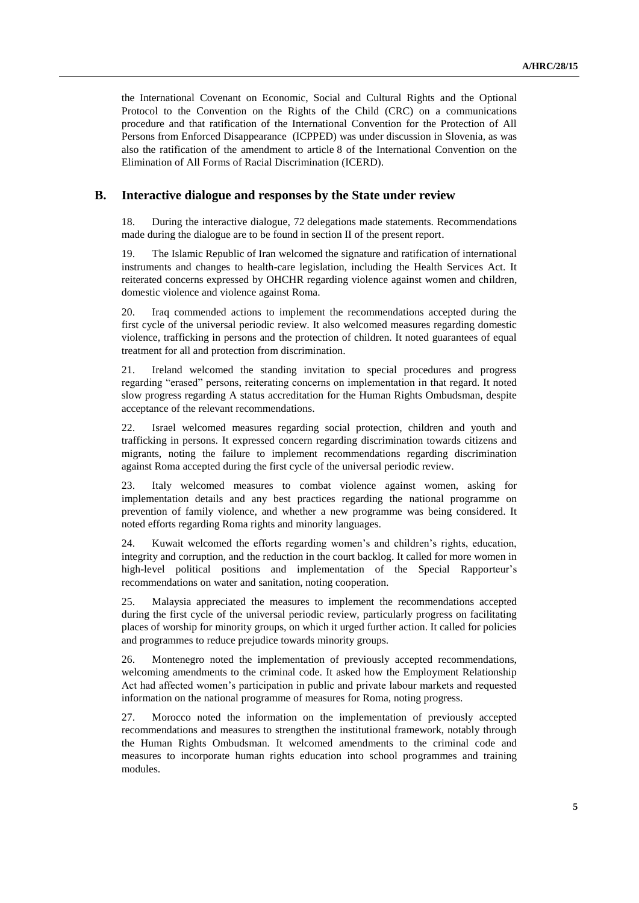the International Covenant on Economic, Social and Cultural Rights and the Optional Protocol to the Convention on the Rights of the Child (CRC) on a communications procedure and that ratification of the International Convention for the Protection of All Persons from Enforced Disappearance (ICPPED) was under discussion in Slovenia, as was also the ratification of the amendment to article 8 of the International Convention on the Elimination of All Forms of Racial Discrimination (ICERD).

## B. Interactive dialogue and responses by the State under review

18. During the interactive dialogue, 72 delegations made statements. Recommendations made during the dialogue are to be found in section II of the present report.

19. The Islamic Republic of Iran welcomed the signature and ratification of international instruments and changes to health-care legislation, including the Health Services Act. It reiterated concerns expressed by OHCHR regarding violence against women and children, domestic violence and violence against Roma.

20. Iraq commended actions to implement the recommendations accepted during the first cycle of the universal periodic review. It also welcomed measures regarding domestic violence, trafficking in persons and the protection of children. It noted guarantees of equal treatment for all and protection from discrimination.

21. Ireland welcomed the standing invitation to special procedures and progress regarding "erased" persons, reiterating concerns on implementation in that regard. It noted slow progress regarding A status accreditation for the Human Rights Ombudsman, despite acceptance of the relevant recommendations.

22. Israel welcomed measures regarding social protection, children and youth and trafficking in persons. It expressed concern regarding discrimination towards citizens and migrants, noting the failure to implement recommendations regarding discrimination against Roma accepted during the first cycle of the universal periodic review.

23. Italy welcomed measures to combat violence against women, asking for implementation details and any best practices regarding the national programme on prevention of family violence, and whether a new programme was being considered. It noted efforts regarding Roma rights and minority languages.

24. Kuwait welcomed the efforts regarding women's and children's rights, education, integrity and corruption, and the reduction in the court backlog. It called for more women in high-level political positions and implementation of the Special Rapporteur's recommendations on water and sanitation, noting cooperation.

25. Malaysia appreciated the measures to implement the recommendations accepted during the first cycle of the universal periodic review, particularly progress on facilitating places of worship for minority groups, on which it urged further action. It called for policies and programmes to reduce prejudice towards minority groups.

26. Montenegro noted the implementation of previously accepted recommendations, welcoming amendments to the criminal code. It asked how the Employment Relationship Act had affected women's participation in public and private labour markets and requested information on the national programme of measures for Roma, noting progress.

27. Morocco noted the information on the implementation of previously accepted recommendations and measures to strengthen the institutional framework, notably through the Human Rights Ombudsman. It welcomed amendments to the criminal code and measures to incorporate human rights education into school programmes and training modules.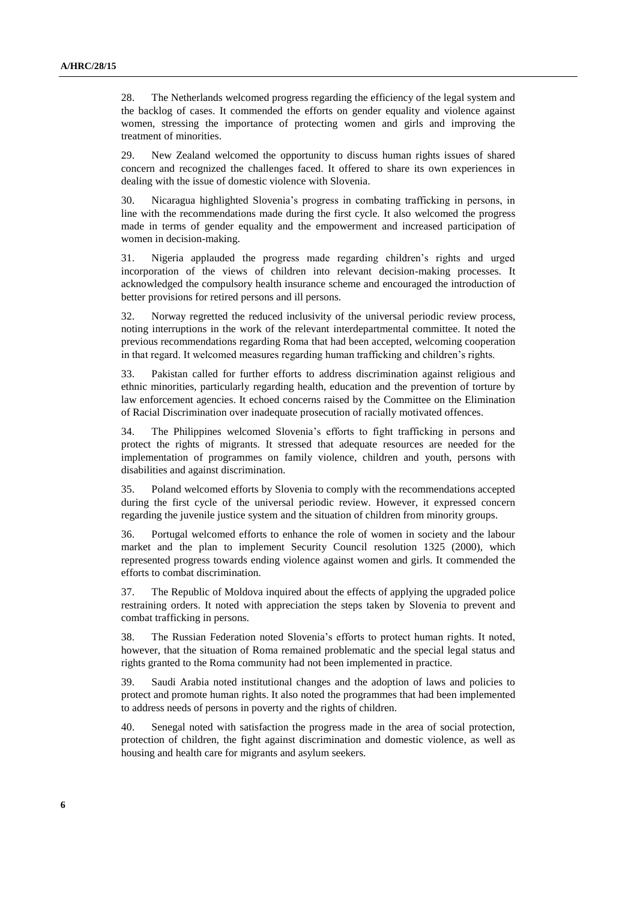28. The Netherlands welcomed progress regarding the efficiency of the legal system and the backlog of cases. It commended the efforts on gender equality and violence against women, stressing the importance of protecting women and girls and improving the treatment of minorities.

29. New Zealand welcomed the opportunity to discuss human rights issues of shared concern and recognized the challenges faced. It offered to share its own experiences in dealing with the issue of domestic violence with Slovenia.

30. Nicaragua highlighted Slovenia's progress in combating trafficking in persons, in line with the recommendations made during the first cycle. It also welcomed the progress made in terms of gender equality and the empowerment and increased participation of women in decision-making.

31. Nigeria applauded the progress made regarding children's rights and urged incorporation of the views of children into relevant decision-making processes. It acknowledged the compulsory health insurance scheme and encouraged the introduction of better provisions for retired persons and ill persons.

32. Norway regretted the reduced inclusivity of the universal periodic review process, noting interruptions in the work of the relevant interdepartmental committee. It noted the previous recommendations regarding Roma that had been accepted, welcoming cooperation in that regard. It welcomed measures regarding human trafficking and children's rights.

33. Pakistan called for further efforts to address discrimination against religious and ethnic minorities, particularly regarding health, education and the prevention of torture by law enforcement agencies. It echoed concerns raised by the Committee on the Elimination of Racial Discrimination over inadequate prosecution of racially motivated offences.

34. The Philippines welcomed Slovenia's efforts to fight trafficking in persons and protect the rights of migrants. It stressed that adequate resources are needed for the implementation of programmes on family violence, children and youth, persons with disabilities and against discrimination.

35. Poland welcomed efforts by Slovenia to comply with the recommendations accepted during the first cycle of the universal periodic review. However, it expressed concern regarding the juvenile justice system and the situation of children from minority groups.

36. Portugal welcomed efforts to enhance the role of women in society and the labour market and the plan to implement Security Council resolution 1325 (2000), which represented progress towards ending violence against women and girls. It commended the efforts to combat discrimination.

37. The Republic of Moldova inquired about the effects of applying the upgraded police restraining orders. It noted with appreciation the steps taken by Slovenia to prevent and combat trafficking in persons.

38. The Russian Federation noted Slovenia's efforts to protect human rights. It noted, however, that the situation of Roma remained problematic and the special legal status and rights granted to the Roma community had not been implemented in practice.

39. Saudi Arabia noted institutional changes and the adoption of laws and policies to protect and promote human rights. It also noted the programmes that had been implemented to address needs of persons in poverty and the rights of children.

40. Senegal noted with satisfaction the progress made in the area of social protection, protection of children, the fight against discrimination and domestic violence, as well as housing and health care for migrants and asylum seekers.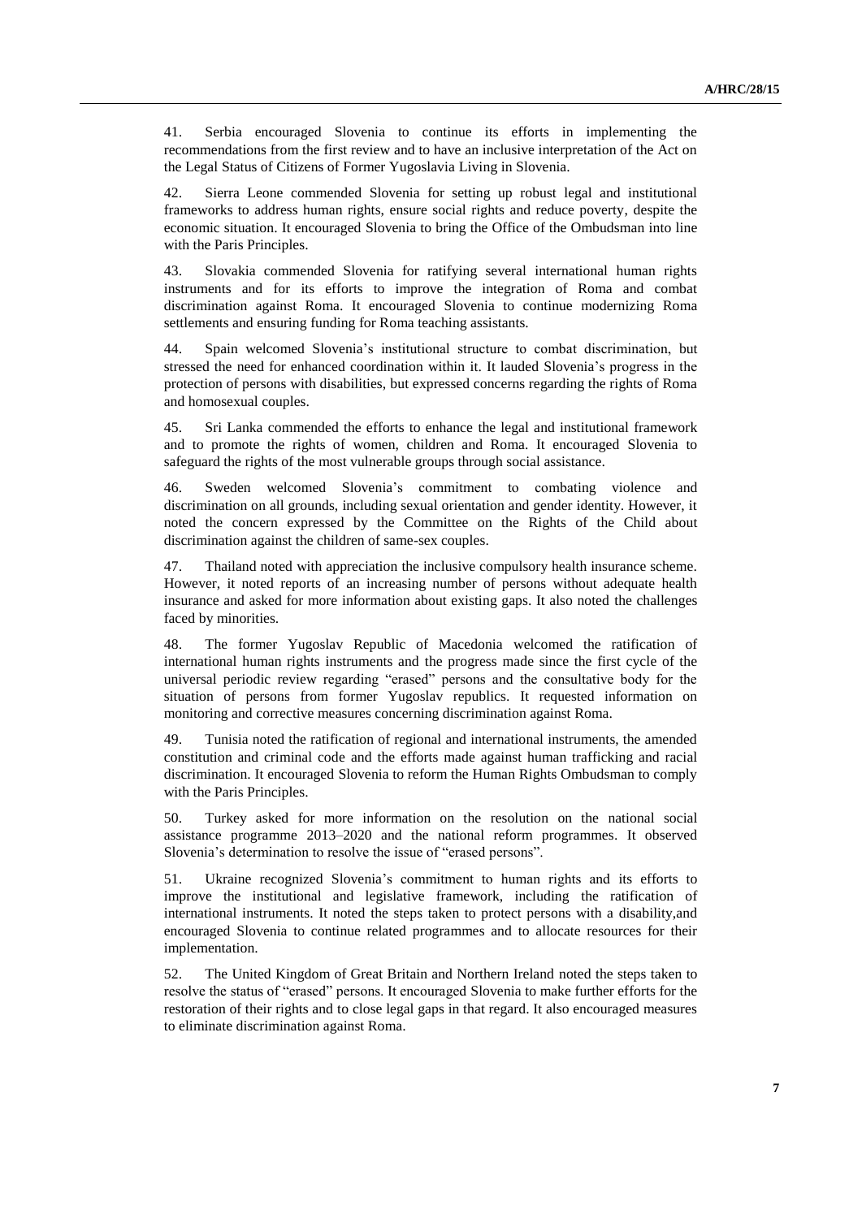41. Serbia encouraged Slovenia to continue its efforts in implementing the recommendations from the first review and to have an inclusive interpretation of the Act on the Legal Status of Citizens of Former Yugoslavia Living in Slovenia.

42. Sierra Leone commended Slovenia for setting up robust legal and institutional frameworks to address human rights, ensure social rights and reduce poverty, despite the economic situation. It encouraged Slovenia to bring the Office of the Ombudsman into line with the Paris Principles.

43. Slovakia commended Slovenia for ratifying several international human rights instruments and for its efforts to improve the integration of Roma and combat discrimination against Roma. It encouraged Slovenia to continue modernizing Roma settlements and ensuring funding for Roma teaching assistants.

44. Spain welcomed Slovenia's institutional structure to combat discrimination, but stressed the need for enhanced coordination within it. It lauded Slovenia's progress in the protection of persons with disabilities, but expressed concerns regarding the rights of Roma and homosexual couples.

45. Sri Lanka commended the efforts to enhance the legal and institutional framework and to promote the rights of women, children and Roma. It encouraged Slovenia to safeguard the rights of the most vulnerable groups through social assistance.

46. Sweden welcomed Slovenia's commitment to combating violence and discrimination on all grounds, including sexual orientation and gender identity. However, it noted the concern expressed by the Committee on the Rights of the Child about discrimination against the children of same-sex couples.

47. Thailand noted with appreciation the inclusive compulsory health insurance scheme. However, it noted reports of an increasing number of persons without adequate health insurance and asked for more information about existing gaps. It also noted the challenges faced by minorities.

48. The former Yugoslav Republic of Macedonia welcomed the ratification of international human rights instruments and the progress made since the first cycle of the universal periodic review regarding "erased" persons and the consultative body for the situation of persons from former Yugoslav republics. It requested information on monitoring and corrective measures concerning discrimination against Roma.

49. Tunisia noted the ratification of regional and international instruments, the amended constitution and criminal code and the efforts made against human trafficking and racial discrimination. It encouraged Slovenia to reform the Human Rights Ombudsman to comply with the Paris Principles.

50. Turkey asked for more information on the resolution on the national social assistance programme 2013–2020 and the national reform programmes. It observed Slovenia's determination to resolve the issue of "erased persons".

51. Ukraine recognized Slovenia's commitment to human rights and its efforts to improve the institutional and legislative framework, including the ratification of international instruments. It noted the steps taken to protect persons with a disability,and encouraged Slovenia to continue related programmes and to allocate resources for their implementation.

52. The United Kingdom of Great Britain and Northern Ireland noted the steps taken to resolve the status of "erased" persons. It encouraged Slovenia to make further efforts for the restoration of their rights and to close legal gaps in that regard. It also encouraged measures to eliminate discrimination against Roma.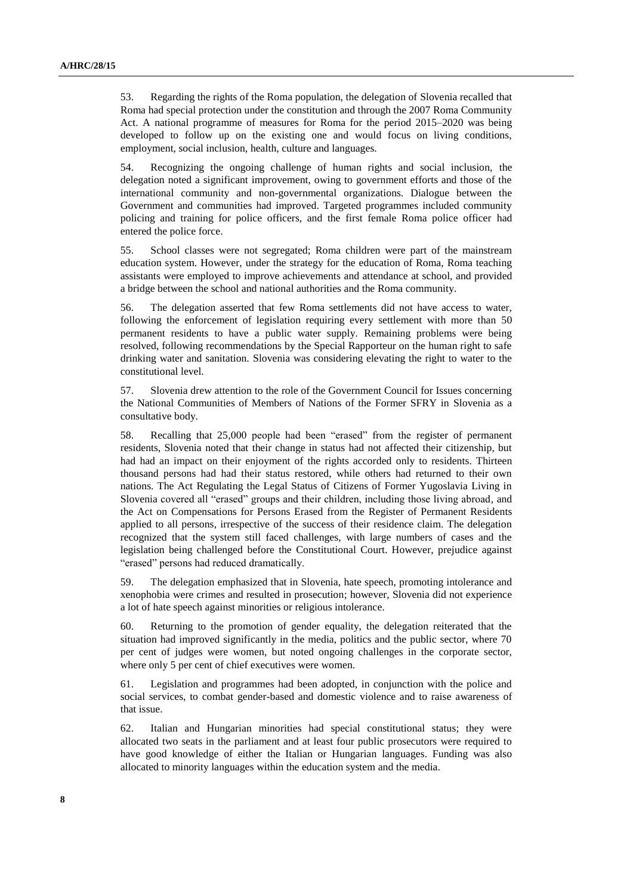53. Regarding the rights of the Roma population, the delegation of Slovenia recalled that Roma had special protection under the constitution and through the 2007 Roma Community Act. A national programme of measures for Roma for the period 2015–2020 was being developed to follow up on the existing one and would focus on living conditions, employment, social inclusion, health, culture and languages.

54. Recognizing the ongoing challenge of human rights and social inclusion, the delegation noted a significant improvement, owing to government efforts and those of the international community and non-governmental organizations. Dialogue between the Government and communities had improved. Targeted programmes included community policing and training for police officers, and the first female Roma police officer had entered the police force.

55. School classes were not segregated; Roma children were part of the mainstream education system. However, under the strategy for the education of Roma, Roma teaching assistants were employed to improve achievements and attendance at school, and provided a bridge between the school and national authorities and the Roma community.

56. The delegation asserted that few Roma settlements did not have access to water, following the enforcement of legislation requiring every settlement with more than 50 permanent residents to have a public water supply. Remaining problems were being resolved, following recommendations by the Special Rapporteur on the human right to safe drinking water and sanitation. Slovenia was considering elevating the right to water to the constitutional level.

57. Slovenia drew attention to the role of the Government Council for Issues concerning the National Communities of Members of Nations of the Former SFRY in Slovenia as a consultative body.

58. Recalling that 25,000 people had been "erased" from the register of permanent residents, Slovenia noted that their change in status had not affected their citizenship, but had had an impact on their enjoyment of the rights accorded only to residents. Thirteen thousand persons had had their status restored, while others had returned to their own nations. The Act Regulating the Legal Status of Citizens of Former Yugoslavia Living in Slovenia covered all "erased" groups and their children, including those living abroad, and the Act on Compensations for Persons Erased from the Register of Permanent Residents applied to all persons, irrespective of the success of their residence claim. The delegation recognized that the system still faced challenges, with large numbers of cases and the legislation being challenged before the Constitutional Court. However, prejudice against "erased" persons had reduced dramatically.

59. The delegation emphasized that in Slovenia, hate speech, promoting intolerance and xenophobia were crimes and resulted in prosecution; however, Slovenia did not experience a lot of hate speech against minorities or religious intolerance.

60. Returning to the promotion of gender equality, the delegation reiterated that the situation had improved significantly in the media, politics and the public sector, where 70 per cent of judges were women, but noted ongoing challenges in the corporate sector, where only 5 per cent of chief executives were women.

61. Legislation and programmes had been adopted, in conjunction with the police and social services, to combat gender-based and domestic violence and to raise awareness of that issue.

62. Italian and Hungarian minorities had special constitutional status; they were allocated two seats in the parliament and at least four public prosecutors were required to have good knowledge of either the Italian or Hungarian languages. Funding was also allocated to minority languages within the education system and the media.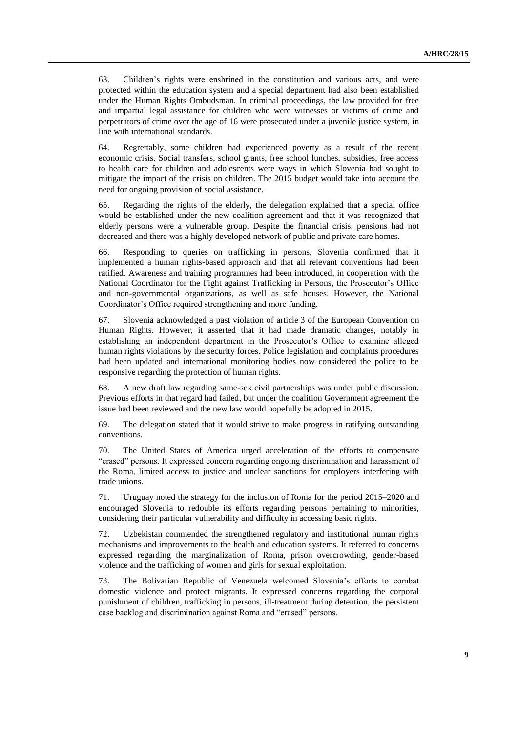63. Children's rights were enshrined in the constitution and various acts, and were protected within the education system and a special department had also been established under the Human Rights Ombudsman. In criminal proceedings, the law provided for free and impartial legal assistance for children who were witnesses or victims of crime and perpetrators of crime over the age of 16 were prosecuted under a juvenile justice system, in line with international standards.

64. Regrettably, some children had experienced poverty as a result of the recent economic crisis. Social transfers, school grants, free school lunches, subsidies, free access to health care for children and adolescents were ways in which Slovenia had sought to mitigate the impact of the crisis on children. The 2015 budget would take into account the need for ongoing provision of social assistance.

65. Regarding the rights of the elderly, the delegation explained that a special office would be established under the new coalition agreement and that it was recognized that elderly persons were a vulnerable group. Despite the financial crisis, pensions had not decreased and there was a highly developed network of public and private care homes.

66. Responding to queries on trafficking in persons, Slovenia confirmed that it implemented a human rights-based approach and that all relevant conventions had been ratified. Awareness and training programmes had been introduced, in cooperation with the National Coordinator for the Fight against Trafficking in Persons, the Prosecutor's Office and non-governmental organizations, as well as safe houses. However, the National Coordinator's Office required strengthening and more funding.

67. Slovenia acknowledged a past violation of article 3 of the European Convention on Human Rights. However, it asserted that it had made dramatic changes, notably in establishing an independent department in the Prosecutor's Office to examine alleged human rights violations by the security forces. Police legislation and complaints procedures had been updated and international monitoring bodies now considered the police to be responsive regarding the protection of human rights.

68. A new draft law regarding same-sex civil partnerships was under public discussion. Previous efforts in that regard had failed, but under the coalition Government agreement the issue had been reviewed and the new law would hopefully be adopted in 2015.

69. The delegation stated that it would strive to make progress in ratifying outstanding conventions.

70. The United States of America urged acceleration of the efforts to compensate "erased" persons. It expressed concern regarding ongoing discrimination and harassment of the Roma, limited access to justice and unclear sanctions for employers interfering with trade unions.

71. Uruguay noted the strategy for the inclusion of Roma for the period 2015–2020 and encouraged Slovenia to redouble its efforts regarding persons pertaining to minorities, considering their particular vulnerability and difficulty in accessing basic rights.

72. Uzbekistan commended the strengthened regulatory and institutional human rights mechanisms and improvements to the health and education systems. It referred to concerns expressed regarding the marginalization of Roma, prison overcrowding, gender-based violence and the trafficking of women and girls for sexual exploitation.

73. The Bolivarian Republic of Venezuela welcomed Slovenia's efforts to combat domestic violence and protect migrants. It expressed concerns regarding the corporal punishment of children, trafficking in persons, ill-treatment during detention, the persistent case backlog and discrimination against Roma and "erased" persons.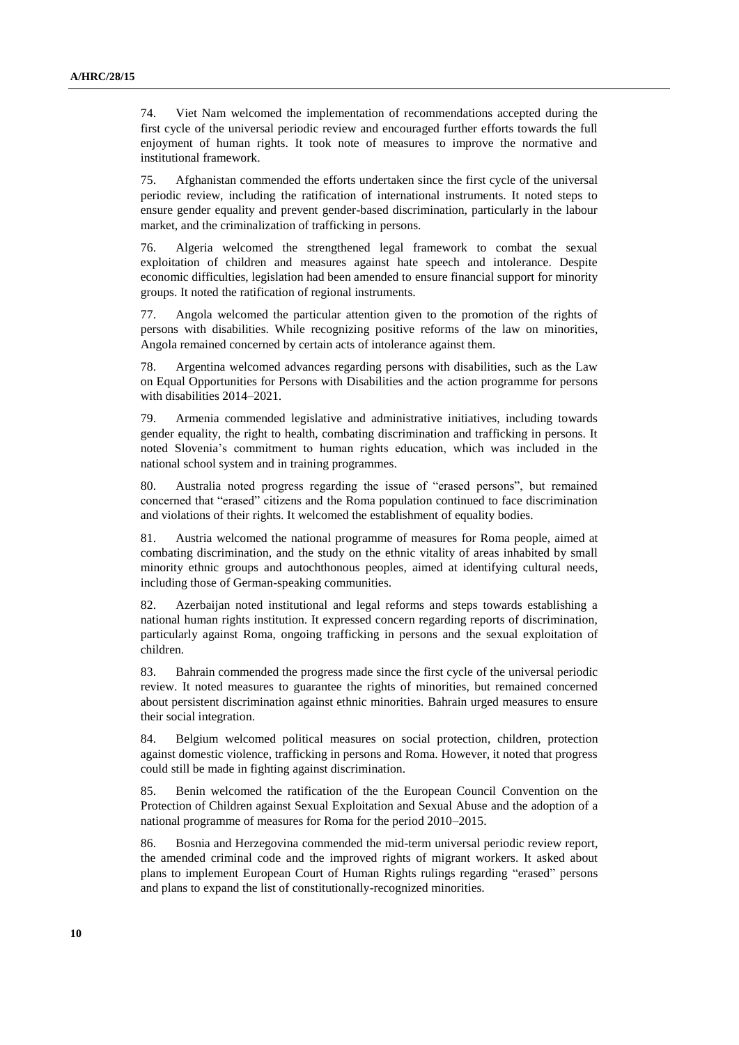74. Viet Nam welcomed the implementation of recommendations accepted during the first cycle of the universal periodic review and encouraged further efforts towards the full enjoyment of human rights. It took note of measures to improve the normative and institutional framework.

75. Afghanistan commended the efforts undertaken since the first cycle of the universal periodic review, including the ratification of international instruments. It noted steps to ensure gender equality and prevent gender-based discrimination, particularly in the labour market, and the criminalization of trafficking in persons.

76. Algeria welcomed the strengthened legal framework to combat the sexual exploitation of children and measures against hate speech and intolerance. Despite economic difficulties, legislation had been amended to ensure financial support for minority groups. It noted the ratification of regional instruments.

77. Angola welcomed the particular attention given to the promotion of the rights of persons with disabilities. While recognizing positive reforms of the law on minorities, Angola remained concerned by certain acts of intolerance against them.

78. Argentina welcomed advances regarding persons with disabilities, such as the Law on Equal Opportunities for Persons with Disabilities and the action programme for persons with disabilities 2014–2021.

79. Armenia commended legislative and administrative initiatives, including towards gender equality, the right to health, combating discrimination and trafficking in persons. It noted Slovenia's commitment to human rights education, which was included in the national school system and in training programmes.

80. Australia noted progress regarding the issue of "erased persons", but remained concerned that "erased" citizens and the Roma population continued to face discrimination and violations of their rights. It welcomed the establishment of equality bodies.

81. Austria welcomed the national programme of measures for Roma people, aimed at combating discrimination, and the study on the ethnic vitality of areas inhabited by small minority ethnic groups and autochthonous peoples, aimed at identifying cultural needs, including those of German-speaking communities.

82. Azerbaijan noted institutional and legal reforms and steps towards establishing a national human rights institution. It expressed concern regarding reports of discrimination, particularly against Roma, ongoing trafficking in persons and the sexual exploitation of children.

83. Bahrain commended the progress made since the first cycle of the universal periodic review. It noted measures to guarantee the rights of minorities, but remained concerned about persistent discrimination against ethnic minorities. Bahrain urged measures to ensure their social integration.

84. Belgium welcomed political measures on social protection, children, protection against domestic violence, trafficking in persons and Roma. However, it noted that progress could still be made in fighting against discrimination.

85. Benin welcomed the ratification of the the European Council Convention on the Protection of Children against Sexual Exploitation and Sexual Abuse and the adoption of a national programme of measures for Roma for the period 2010–2015.

86. Bosnia and Herzegovina commended the mid-term universal periodic review report, the amended criminal code and the improved rights of migrant workers. It asked about plans to implement European Court of Human Rights rulings regarding "erased" persons and plans to expand the list of constitutionally-recognized minorities.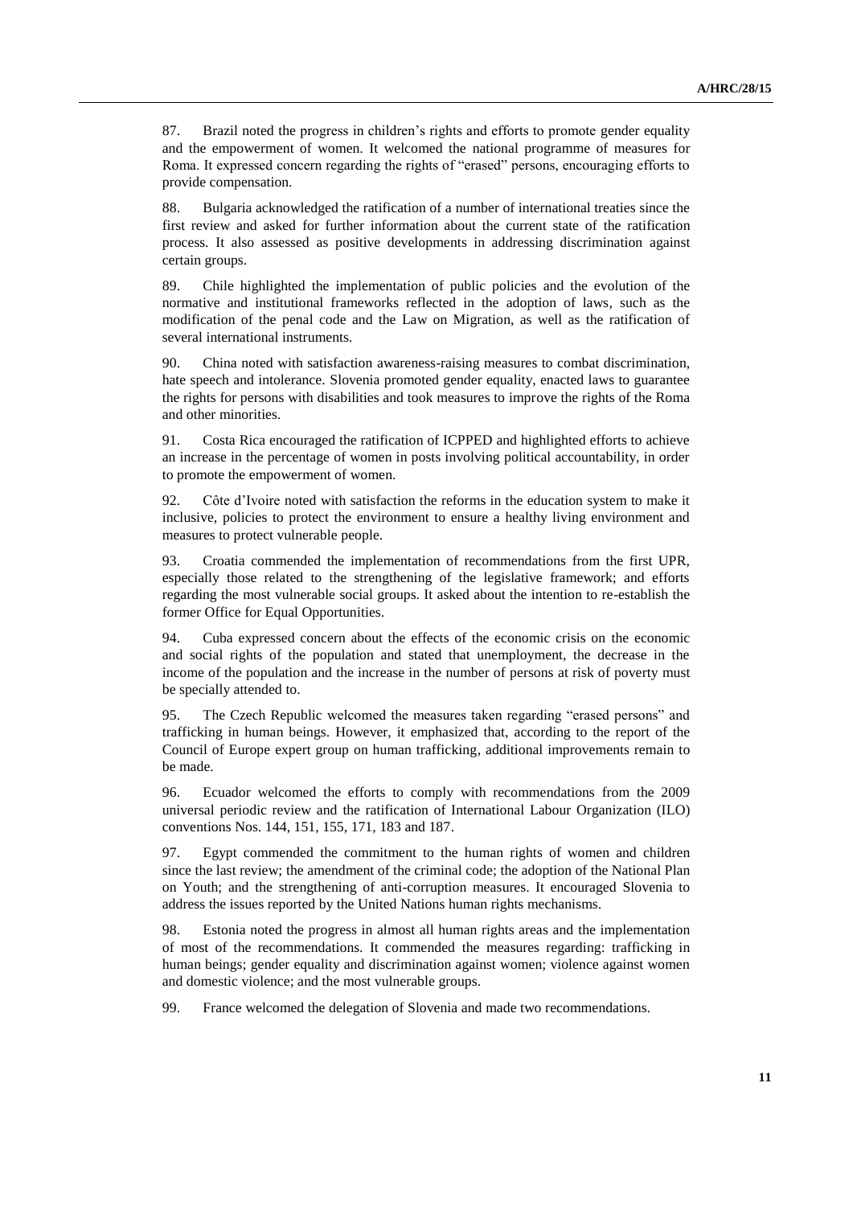87. Brazil noted the progress in children's rights and efforts to promote gender equality and the empowerment of women. It welcomed the national programme of measures for Roma. It expressed concern regarding the rights of "erased" persons, encouraging efforts to provide compensation.

88. Bulgaria acknowledged the ratification of a number of international treaties since the first review and asked for further information about the current state of the ratification process. It also assessed as positive developments in addressing discrimination against certain groups.

89. Chile highlighted the implementation of public policies and the evolution of the normative and institutional frameworks reflected in the adoption of laws, such as the modification of the penal code and the Law on Migration, as well as the ratification of several international instruments.

90. China noted with satisfaction awareness-raising measures to combat discrimination, hate speech and intolerance. Slovenia promoted gender equality, enacted laws to guarantee the rights for persons with disabilities and took measures to improve the rights of the Roma and other minorities.

91. Costa Rica encouraged the ratification of ICPPED and highlighted efforts to achieve an increase in the percentage of women in posts involving political accountability, in order to promote the empowerment of women.

92. Côte d'Ivoire noted with satisfaction the reforms in the education system to make it inclusive, policies to protect the environment to ensure a healthy living environment and measures to protect vulnerable people.

93. Croatia commended the implementation of recommendations from the first UPR, especially those related to the strengthening of the legislative framework; and efforts regarding the most vulnerable social groups. It asked about the intention to re-establish the former Office for Equal Opportunities.

94. Cuba expressed concern about the effects of the economic crisis on the economic and social rights of the population and stated that unemployment, the decrease in the income of the population and the increase in the number of persons at risk of poverty must be specially attended to.

95. The Czech Republic welcomed the measures taken regarding "erased persons" and trafficking in human beings. However, it emphasized that, according to the report of the Council of Europe expert group on human trafficking, additional improvements remain to be made.

96. Ecuador welcomed the efforts to comply with recommendations from the 2009 universal periodic review and the ratification of International Labour Organization (ILO) conventions Nos. 144, 151, 155, 171, 183 and 187.

97. Egypt commended the commitment to the human rights of women and children since the last review; the amendment of the criminal code; the adoption of the National Plan on Youth; and the strengthening of anti-corruption measures. It encouraged Slovenia to address the issues reported by the United Nations human rights mechanisms.

98. Estonia noted the progress in almost all human rights areas and the implementation of most of the recommendations. It commended the measures regarding: trafficking in human beings; gender equality and discrimination against women; violence against women and domestic violence; and the most vulnerable groups.

99. France welcomed the delegation of Slovenia and made two recommendations.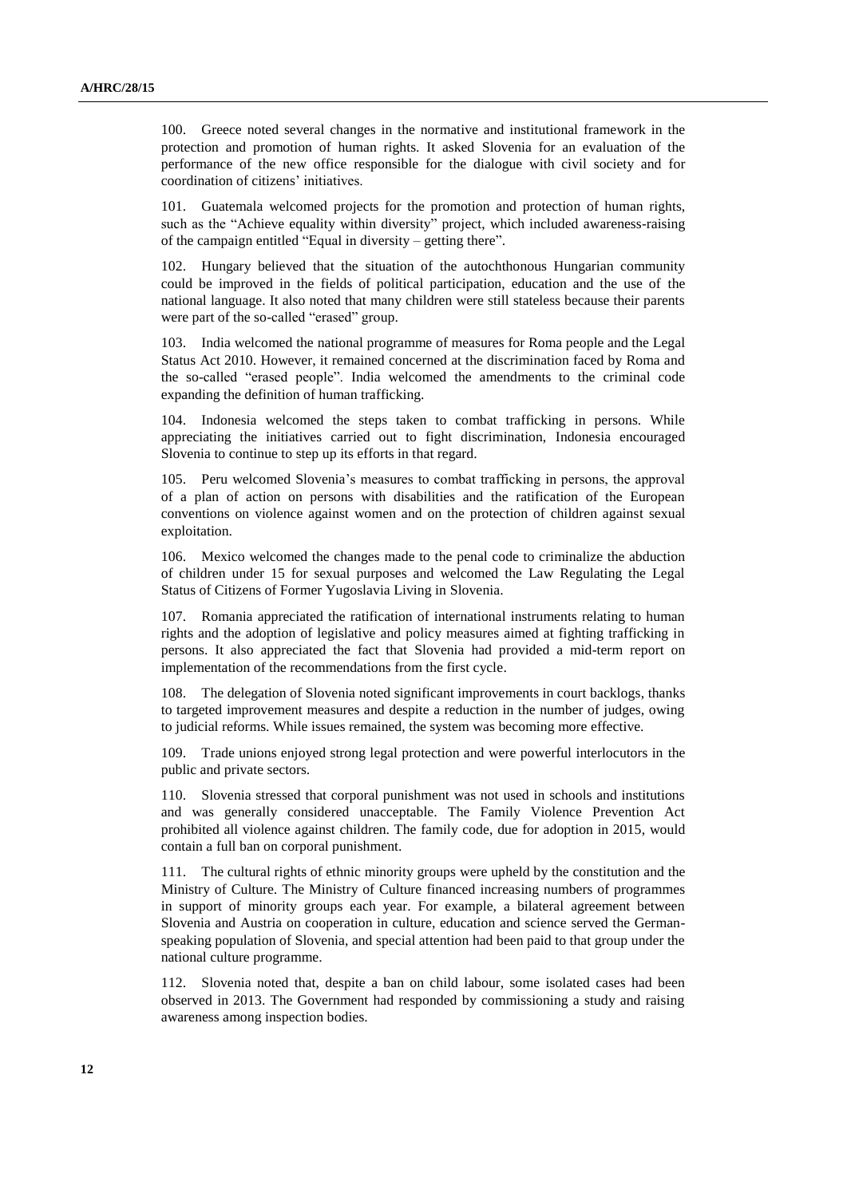100. Greece noted several changes in the normative and institutional framework in the protection and promotion of human rights. It asked Slovenia for an evaluation of the performance of the new office responsible for the dialogue with civil society and for coordination of citizens' initiatives.

101. Guatemala welcomed projects for the promotion and protection of human rights, such as the "Achieve equality within diversity" project, which included awareness-raising of the campaign entitled "Equal in diversity – getting there".

102. Hungary believed that the situation of the autochthonous Hungarian community could be improved in the fields of political participation, education and the use of the national language. It also noted that many children were still stateless because their parents were part of the so-called "erased" group.

103. India welcomed the national programme of measures for Roma people and the Legal Status Act 2010. However, it remained concerned at the discrimination faced by Roma and the so-called "erased people". India welcomed the amendments to the criminal code expanding the definition of human trafficking.

104. Indonesia welcomed the steps taken to combat trafficking in persons. While appreciating the initiatives carried out to fight discrimination, Indonesia encouraged Slovenia to continue to step up its efforts in that regard.

105. Peru welcomed Slovenia's measures to combat trafficking in persons, the approval of a plan of action on persons with disabilities and the ratification of the European conventions on violence against women and on the protection of children against sexual exploitation.

106. Mexico welcomed the changes made to the penal code to criminalize the abduction of children under 15 for sexual purposes and welcomed the Law Regulating the Legal Status of Citizens of Former Yugoslavia Living in Slovenia.

107. Romania appreciated the ratification of international instruments relating to human rights and the adoption of legislative and policy measures aimed at fighting trafficking in persons. It also appreciated the fact that Slovenia had provided a mid-term report on implementation of the recommendations from the first cycle.

108. The delegation of Slovenia noted significant improvements in court backlogs, thanks to targeted improvement measures and despite a reduction in the number of judges, owing to judicial reforms. While issues remained, the system was becoming more effective.

109. Trade unions enjoyed strong legal protection and were powerful interlocutors in the public and private sectors.

110. Slovenia stressed that corporal punishment was not used in schools and institutions and was generally considered unacceptable. The Family Violence Prevention Act prohibited all violence against children. The family code, due for adoption in 2015, would contain a full ban on corporal punishment.

111. The cultural rights of ethnic minority groups were upheld by the constitution and the Ministry of Culture. The Ministry of Culture financed increasing numbers of programmes in support of minority groups each year. For example, a bilateral agreement between Slovenia and Austria on cooperation in culture, education and science served the German-speaking population of Slovenia, and special attention had been paid to that group under the national culture programme.

112. Slovenia noted that, despite a ban on child labour, some isolated cases had been observed in 2013. The Government had responded by commissioning a study and raising awareness among inspection bodies.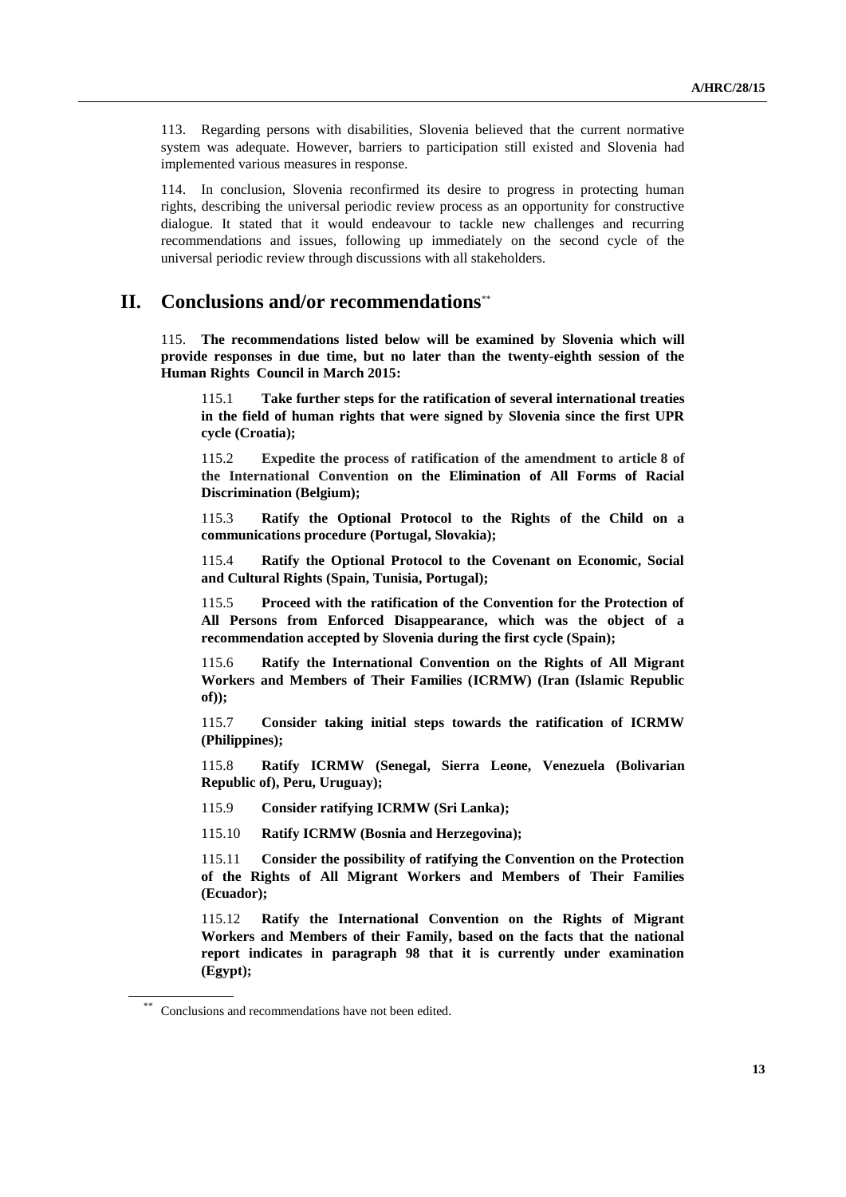113. Regarding persons with disabilities, Slovenia believed that the current normative system was adequate. However, barriers to participation still existed and Slovenia had implemented various measures in response.

114. In conclusion, Slovenia reconfirmed its desire to progress in protecting human rights, describing the universal periodic review process as an opportunity for constructive dialogue. It stated that it would endeavour to tackle new challenges and recurring recommendations and issues, following up immediately on the second cycle of the universal periodic review through discussions with all stakeholders.

# II. Conclusions and/or recommendations[**]

115. **The recommendations listed below will be examined by Slovenia which will provide responses in due time, but no later than the twenty-eighth session of the Human Rights Council in March 2015:**

115.1 **Take further steps for the ratification of several international treaties in the field of human rights that were signed by Slovenia since the first UPR cycle (Croatia);**

115.2 **Expedite the process of ratification of the amendment to article 8 of the International Convention on the Elimination of All Forms of Racial Discrimination (Belgium);**

115.3 **Ratify the Optional Protocol to the Rights of the Child on a communications procedure (Portugal, Slovakia);**

115.4 **Ratify the Optional Protocol to the Covenant on Economic, Social and Cultural Rights (Spain, Tunisia, Portugal);**

115.5 **Proceed with the ratification of the Convention for the Protection of All Persons from Enforced Disappearance, which was the object of a recommendation accepted by Slovenia during the first cycle (Spain);**

115.6 **Ratify the International Convention on the Rights of All Migrant Workers and Members of Their Families (ICRMW) (Iran (Islamic Republic of));**

115.7 **Consider taking initial steps towards the ratification of ICRMW (Philippines);**

115.8 **Ratify ICRMW (Senegal, Sierra Leone, Venezuela (Bolivarian Republic of), Peru, Uruguay);**

115.9 **Consider ratifying ICRMW (Sri Lanka);**

115.10 **Ratify ICRMW (Bosnia and Herzegovina);**

115.11 **Consider the possibility of ratifying the Convention on the Protection of the Rights of All Migrant Workers and Members of Their Families (Ecuador);**

115.12 **Ratify the International Convention on the Rights of Migrant Workers and Members of their Family, based on the facts that the national report indicates in paragraph 98 that it is currently under examination (Egypt);**

[**] Conclusions and recommendations have not been edited.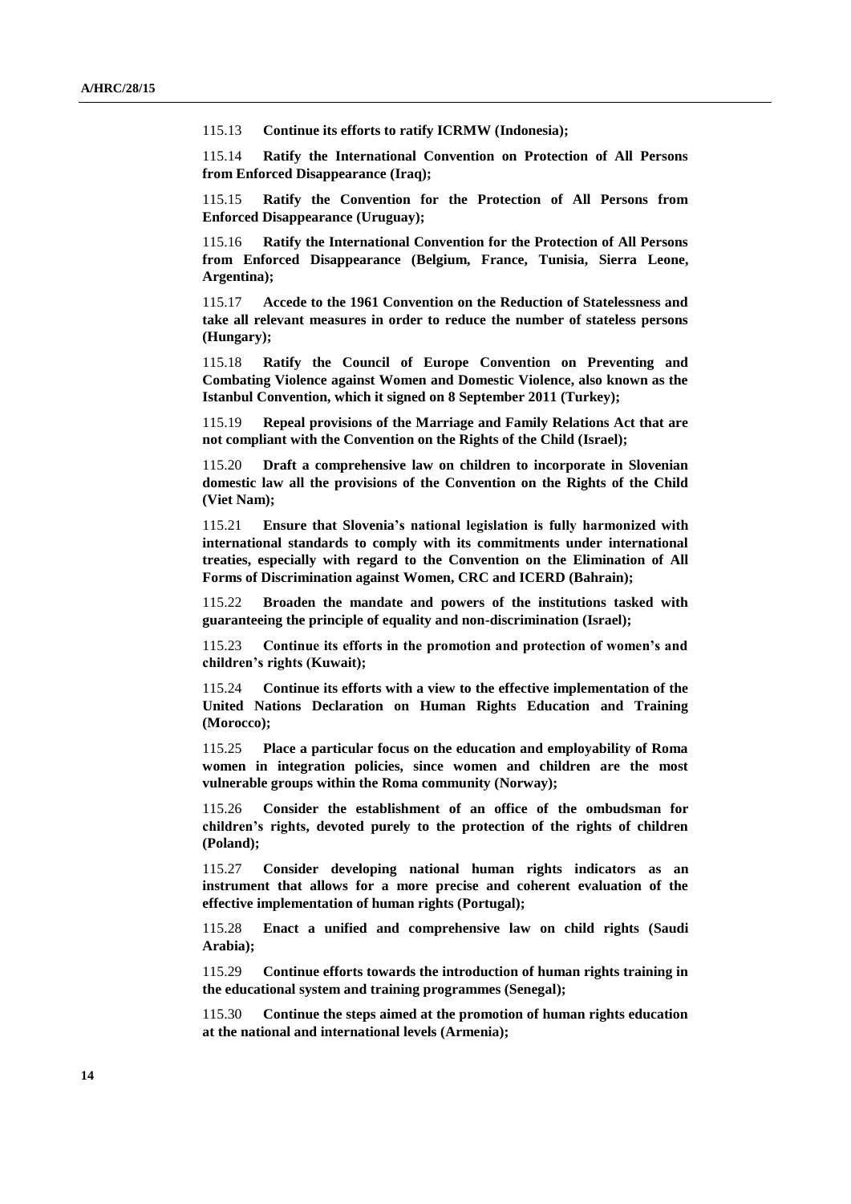115.13 **Continue its efforts to ratify ICRMW (Indonesia);**

115.14 **Ratify the International Convention on Protection of All Persons from Enforced Disappearance (Iraq);**

115.15 **Ratify the Convention for the Protection of All Persons from Enforced Disappearance (Uruguay);**

115.16 **Ratify the International Convention for the Protection of All Persons from Enforced Disappearance (Belgium, France, Tunisia, Sierra Leone, Argentina);**

115.17 **Accede to the 1961 Convention on the Reduction of Statelessness and take all relevant measures in order to reduce the number of stateless persons (Hungary);**

115.18 **Ratify the Council of Europe Convention on Preventing and Combating Violence against Women and Domestic Violence, also known as the Istanbul Convention, which it signed on 8 September 2011 (Turkey);**

115.19 **Repeal provisions of the Marriage and Family Relations Act that are not compliant with the Convention on the Rights of the Child (Israel);**

115.20 **Draft a comprehensive law on children to incorporate in Slovenian domestic law all the provisions of the Convention on the Rights of the Child (Viet Nam);**

115.21 **Ensure that Slovenia's national legislation is fully harmonized with international standards to comply with its commitments under international treaties, especially with regard to the Convention on the Elimination of All Forms of Discrimination against Women, CRC and ICERD (Bahrain);**

115.22 **Broaden the mandate and powers of the institutions tasked with guaranteeing the principle of equality and non-discrimination (Israel);**

115.23 **Continue its efforts in the promotion and protection of women's and children's rights (Kuwait);**

115.24 **Continue its efforts with a view to the effective implementation of the United Nations Declaration on Human Rights Education and Training (Morocco);**

115.25 **Place a particular focus on the education and employability of Roma women in integration policies, since women and children are the most vulnerable groups within the Roma community (Norway);**

115.26 **Consider the establishment of an office of the ombudsman for children's rights, devoted purely to the protection of the rights of children (Poland);**

115.27 **Consider developing national human rights indicators as an instrument that allows for a more precise and coherent evaluation of the effective implementation of human rights (Portugal);**

115.28 **Enact a unified and comprehensive law on child rights (Saudi Arabia);**

115.29 **Continue efforts towards the introduction of human rights training in the educational system and training programmes (Senegal);**

115.30 **Continue the steps aimed at the promotion of human rights education at the national and international levels (Armenia);**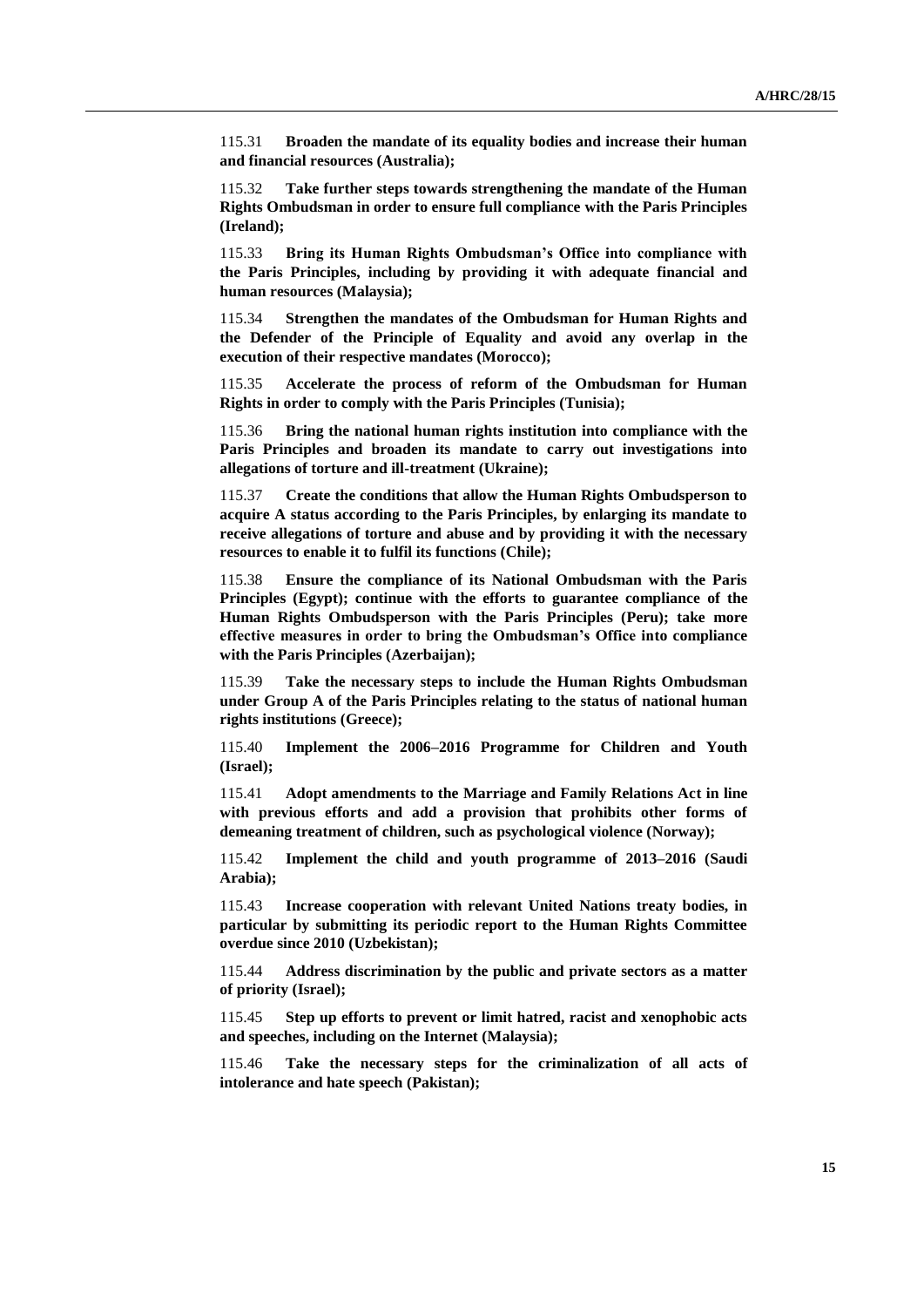115.31 **Broaden the mandate of its equality bodies and increase their human and financial resources (Australia);**

115.32 **Take further steps towards strengthening the mandate of the Human Rights Ombudsman in order to ensure full compliance with the Paris Principles (Ireland);**

115.33 **Bring its Human Rights Ombudsman's Office into compliance with the Paris Principles, including by providing it with adequate financial and human resources (Malaysia);**

115.34 **Strengthen the mandates of the Ombudsman for Human Rights and the Defender of the Principle of Equality and avoid any overlap in the execution of their respective mandates (Morocco);**

115.35 **Accelerate the process of reform of the Ombudsman for Human Rights in order to comply with the Paris Principles (Tunisia);**

115.36 **Bring the national human rights institution into compliance with the Paris Principles and broaden its mandate to carry out investigations into allegations of torture and ill-treatment (Ukraine);**

115.37 **Create the conditions that allow the Human Rights Ombudsperson to acquire A status according to the Paris Principles, by enlarging its mandate to receive allegations of torture and abuse and by providing it with the necessary resources to enable it to fulfil its functions (Chile);**

115.38 **Ensure the compliance of its National Ombudsman with the Paris Principles (Egypt); continue with the efforts to guarantee compliance of the Human Rights Ombudsperson with the Paris Principles (Peru); take more effective measures in order to bring the Ombudsman's Office into compliance with the Paris Principles (Azerbaijan);**

115.39 **Take the necessary steps to include the Human Rights Ombudsman under Group A of the Paris Principles relating to the status of national human rights institutions (Greece);**

115.40 **Implement the 2006–2016 Programme for Children and Youth (Israel);**

115.41 **Adopt amendments to the Marriage and Family Relations Act in line with previous efforts and add a provision that prohibits other forms of demeaning treatment of children, such as psychological violence (Norway);**

115.42 **Implement the child and youth programme of 2013–2016 (Saudi Arabia);**

115.43 **Increase cooperation with relevant United Nations treaty bodies, in particular by submitting its periodic report to the Human Rights Committee overdue since 2010 (Uzbekistan);**

115.44 **Address discrimination by the public and private sectors as a matter of priority (Israel);**

115.45 **Step up efforts to prevent or limit hatred, racist and xenophobic acts and speeches, including on the Internet (Malaysia);**

115.46 **Take the necessary steps for the criminalization of all acts of intolerance and hate speech (Pakistan);**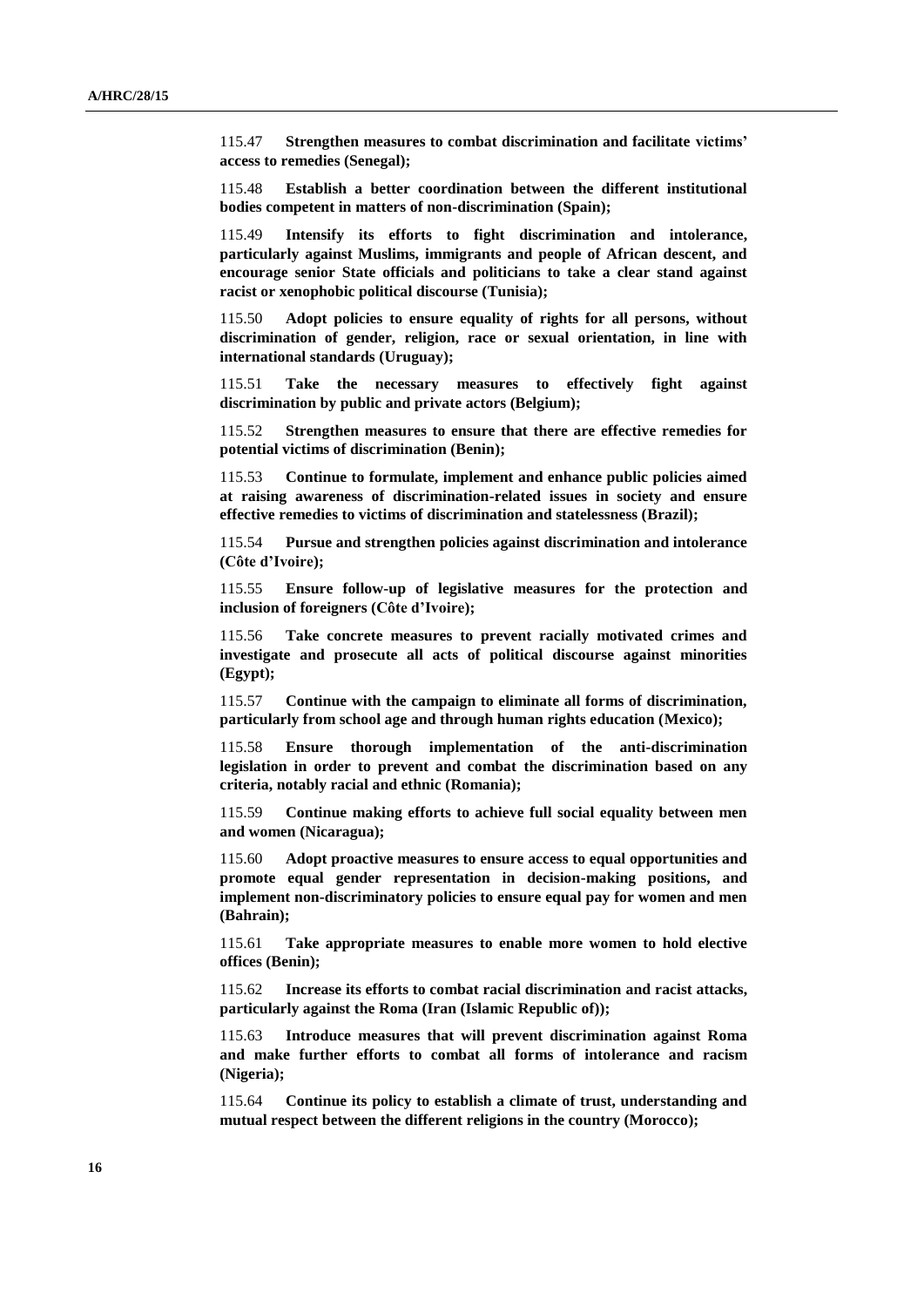115.47 **Strengthen measures to combat discrimination and facilitate victims' access to remedies (Senegal);**

115.48 **Establish a better coordination between the different institutional bodies competent in matters of non-discrimination (Spain);**

115.49 **Intensify its efforts to fight discrimination and intolerance, particularly against Muslims, immigrants and people of African descent, and encourage senior State officials and politicians to take a clear stand against racist or xenophobic political discourse (Tunisia);**

115.50 **Adopt policies to ensure equality of rights for all persons, without discrimination of gender, religion, race or sexual orientation, in line with international standards (Uruguay);**

115.51 **Take the necessary measures to effectively fight against discrimination by public and private actors (Belgium);**

115.52 **Strengthen measures to ensure that there are effective remedies for potential victims of discrimination (Benin);**

115.53 **Continue to formulate, implement and enhance public policies aimed at raising awareness of discrimination-related issues in society and ensure effective remedies to victims of discrimination and statelessness (Brazil);**

115.54 **Pursue and strengthen policies against discrimination and intolerance (Côte d'Ivoire);**

115.55 **Ensure follow-up of legislative measures for the protection and inclusion of foreigners (Côte d'Ivoire);**

115.56 **Take concrete measures to prevent racially motivated crimes and investigate and prosecute all acts of political discourse against minorities (Egypt);**

115.57 **Continue with the campaign to eliminate all forms of discrimination, particularly from school age and through human rights education (Mexico);**

115.58 **Ensure thorough implementation of the anti-discrimination legislation in order to prevent and combat the discrimination based on any criteria, notably racial and ethnic (Romania);**

115.59 **Continue making efforts to achieve full social equality between men and women (Nicaragua);**

115.60 **Adopt proactive measures to ensure access to equal opportunities and promote equal gender representation in decision-making positions, and implement non-discriminatory policies to ensure equal pay for women and men (Bahrain);**

115.61 **Take appropriate measures to enable more women to hold elective offices (Benin);**

115.62 **Increase its efforts to combat racial discrimination and racist attacks, particularly against the Roma (Iran (Islamic Republic of));**

115.63 **Introduce measures that will prevent discrimination against Roma and make further efforts to combat all forms of intolerance and racism (Nigeria);**

115.64 **Continue its policy to establish a climate of trust, understanding and mutual respect between the different religions in the country (Morocco);**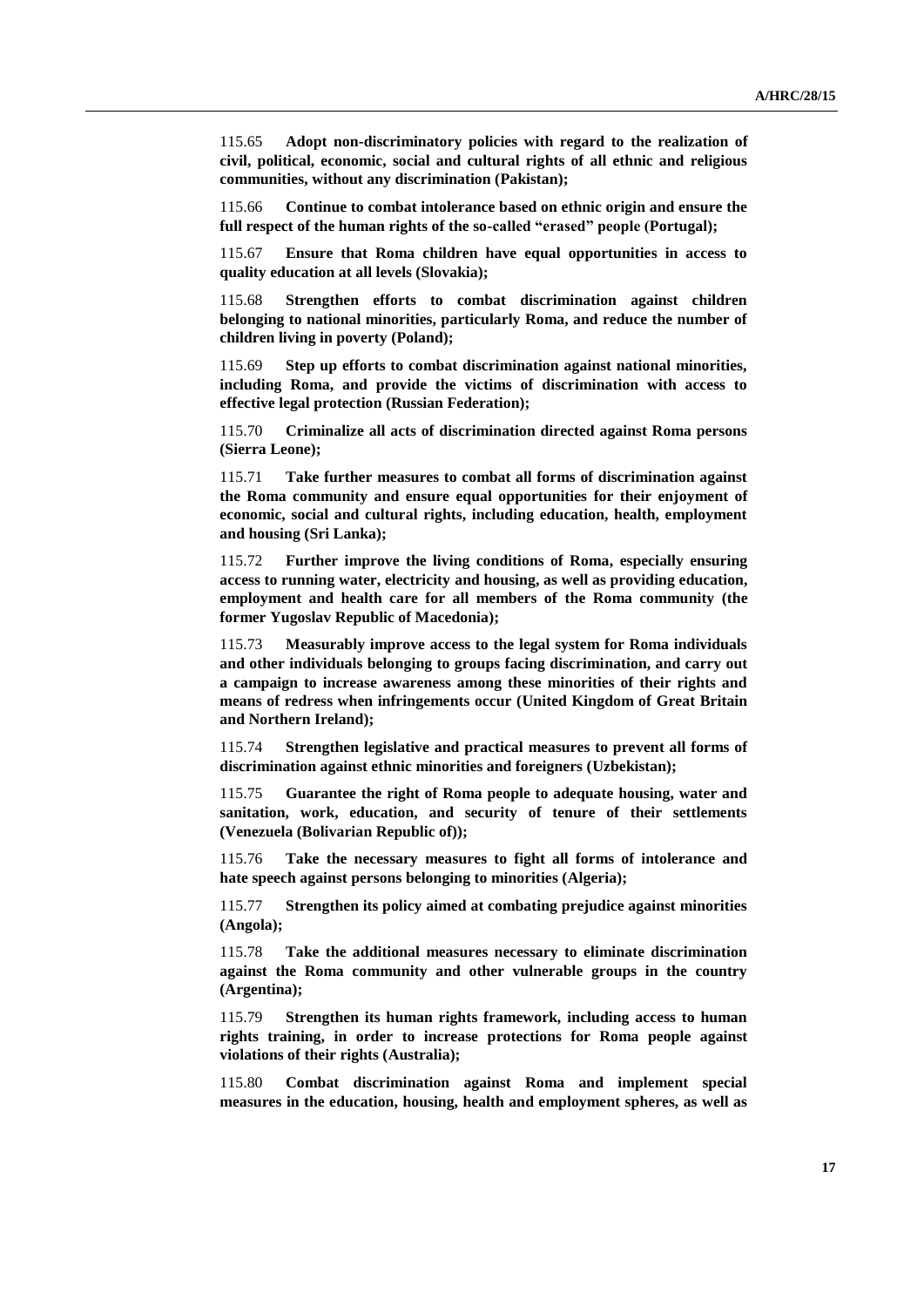115.65 **Adopt non-discriminatory policies with regard to the realization of civil, political, economic, social and cultural rights of all ethnic and religious communities, without any discrimination (Pakistan);**

115.66 **Continue to combat intolerance based on ethnic origin and ensure the full respect of the human rights of the so-called "erased" people (Portugal);**

115.67 **Ensure that Roma children have equal opportunities in access to quality education at all levels (Slovakia);**

115.68 **Strengthen efforts to combat discrimination against children belonging to national minorities, particularly Roma, and reduce the number of children living in poverty (Poland);**

115.69 **Step up efforts to combat discrimination against national minorities, including Roma, and provide the victims of discrimination with access to effective legal protection (Russian Federation);**

115.70 **Criminalize all acts of discrimination directed against Roma persons (Sierra Leone);**

115.71 **Take further measures to combat all forms of discrimination against the Roma community and ensure equal opportunities for their enjoyment of economic, social and cultural rights, including education, health, employment and housing (Sri Lanka);**

115.72 **Further improve the living conditions of Roma, especially ensuring access to running water, electricity and housing, as well as providing education, employment and health care for all members of the Roma community (the former Yugoslav Republic of Macedonia);**

115.73 **Measurably improve access to the legal system for Roma individuals and other individuals belonging to groups facing discrimination, and carry out a campaign to increase awareness among these minorities of their rights and means of redress when infringements occur (United Kingdom of Great Britain and Northern Ireland);**

115.74 **Strengthen legislative and practical measures to prevent all forms of discrimination against ethnic minorities and foreigners (Uzbekistan);**

115.75 **Guarantee the right of Roma people to adequate housing, water and sanitation, work, education, and security of tenure of their settlements (Venezuela (Bolivarian Republic of));**

115.76 **Take the necessary measures to fight all forms of intolerance and hate speech against persons belonging to minorities (Algeria);**

115.77 **Strengthen its policy aimed at combating prejudice against minorities (Angola);**

115.78 **Take the additional measures necessary to eliminate discrimination against the Roma community and other vulnerable groups in the country (Argentina);**

115.79 **Strengthen its human rights framework, including access to human rights training, in order to increase protections for Roma people against violations of their rights (Australia);**

115.80 **Combat discrimination against Roma and implement special measures in the education, housing, health and employment spheres, as well as**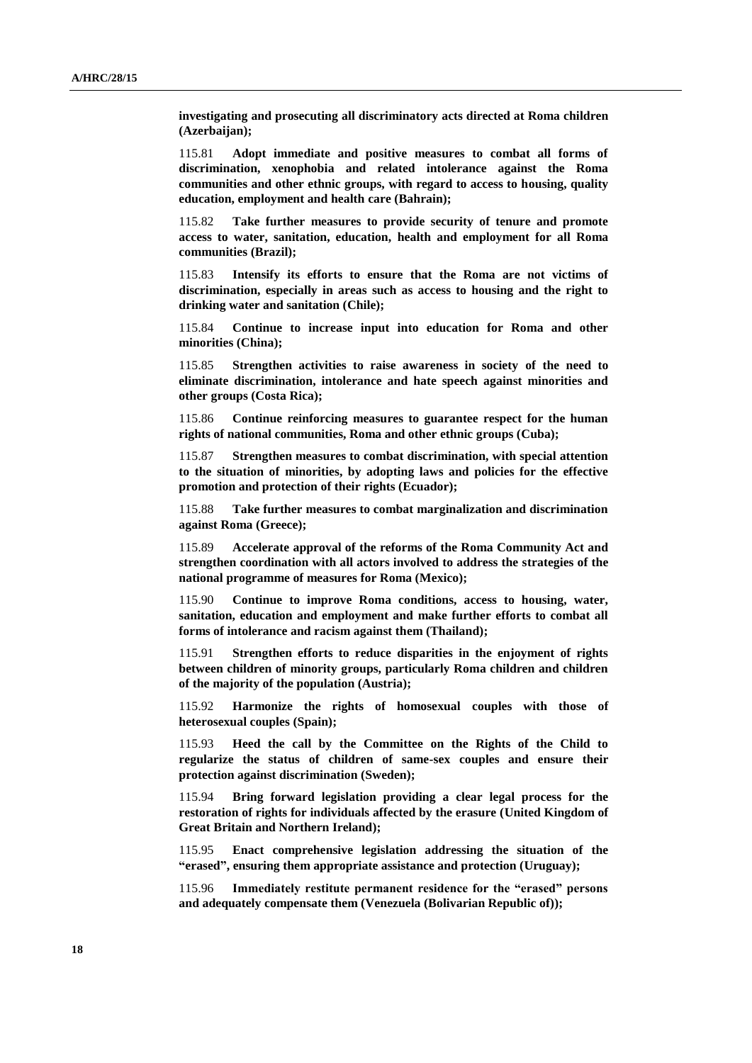**investigating and prosecuting all discriminatory acts directed at Roma children (Azerbaijan);**

115.81 **Adopt immediate and positive measures to combat all forms of discrimination, xenophobia and related intolerance against the Roma communities and other ethnic groups, with regard to access to housing, quality education, employment and health care (Bahrain);**

115.82 **Take further measures to provide security of tenure and promote access to water, sanitation, education, health and employment for all Roma communities (Brazil);**

115.83 **Intensify its efforts to ensure that the Roma are not victims of discrimination, especially in areas such as access to housing and the right to drinking water and sanitation (Chile);**

115.84 **Continue to increase input into education for Roma and other minorities (China);**

115.85 **Strengthen activities to raise awareness in society of the need to eliminate discrimination, intolerance and hate speech against minorities and other groups (Costa Rica);**

115.86 **Continue reinforcing measures to guarantee respect for the human rights of national communities, Roma and other ethnic groups (Cuba);**

115.87 **Strengthen measures to combat discrimination, with special attention to the situation of minorities, by adopting laws and policies for the effective promotion and protection of their rights (Ecuador);**

115.88 **Take further measures to combat marginalization and discrimination against Roma (Greece);**

115.89 **Accelerate approval of the reforms of the Roma Community Act and strengthen coordination with all actors involved to address the strategies of the national programme of measures for Roma (Mexico);**

115.90 **Continue to improve Roma conditions, access to housing, water, sanitation, education and employment and make further efforts to combat all forms of intolerance and racism against them (Thailand);**

115.91 **Strengthen efforts to reduce disparities in the enjoyment of rights between children of minority groups, particularly Roma children and children of the majority of the population (Austria);**

115.92 **Harmonize the rights of homosexual couples with those of heterosexual couples (Spain);**

115.93 **Heed the call by the Committee on the Rights of the Child to regularize the status of children of same-sex couples and ensure their protection against discrimination (Sweden);**

115.94 **Bring forward legislation providing a clear legal process for the restoration of rights for individuals affected by the erasure (United Kingdom of Great Britain and Northern Ireland);**

115.95 **Enact comprehensive legislation addressing the situation of the "erased", ensuring them appropriate assistance and protection (Uruguay);**

115.96 **Immediately restitute permanent residence for the "erased" persons and adequately compensate them (Venezuela (Bolivarian Republic of));**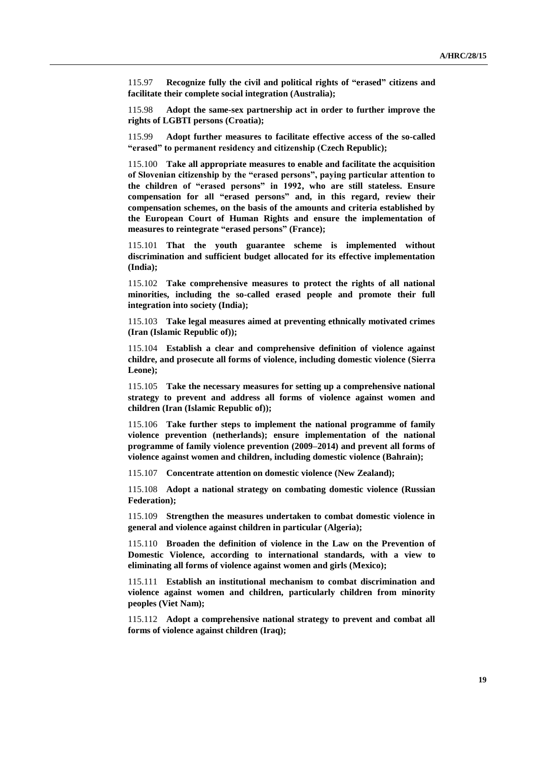115.97 **Recognize fully the civil and political rights of "erased" citizens and facilitate their complete social integration (Australia);**

115.98 **Adopt the same-sex partnership act in order to further improve the rights of LGBTI persons (Croatia);**

115.99 **Adopt further measures to facilitate effective access of the so-called "erased" to permanent residency and citizenship (Czech Republic);**

115.100 **Take all appropriate measures to enable and facilitate the acquisition of Slovenian citizenship by the "erased persons", paying particular attention to the children of "erased persons" in 1992, who are still stateless. Ensure compensation for all "erased persons" and, in this regard, review their compensation schemes, on the basis of the amounts and criteria established by the European Court of Human Rights and ensure the implementation of measures to reintegrate "erased persons" (France);**

115.101 **That the youth guarantee scheme is implemented without discrimination and sufficient budget allocated for its effective implementation (India);**

115.102 **Take comprehensive measures to protect the rights of all national minorities, including the so-called erased people and promote their full integration into society (India);**

115.103 **Take legal measures aimed at preventing ethnically motivated crimes (Iran (Islamic Republic of));**

115.104 **Establish a clear and comprehensive definition of violence against childre, and prosecute all forms of violence, including domestic violence (Sierra Leone);**

115.105 **Take the necessary measures for setting up a comprehensive national strategy to prevent and address all forms of violence against women and children (Iran (Islamic Republic of));**

115.106 **Take further steps to implement the national programme of family violence prevention (netherlands); ensure implementation of the national programme of family violence prevention (2009–2014) and prevent all forms of violence against women and children, including domestic violence (Bahrain);**

115.107 **Concentrate attention on domestic violence (New Zealand);**

115.108 **Adopt a national strategy on combating domestic violence (Russian Federation);**

115.109 **Strengthen the measures undertaken to combat domestic violence in general and violence against children in particular (Algeria);**

115.110 **Broaden the definition of violence in the Law on the Prevention of Domestic Violence, according to international standards, with a view to eliminating all forms of violence against women and girls (Mexico);**

115.111 **Establish an institutional mechanism to combat discrimination and violence against women and children, particularly children from minority peoples (Viet Nam);**

115.112 **Adopt a comprehensive national strategy to prevent and combat all forms of violence against children (Iraq);**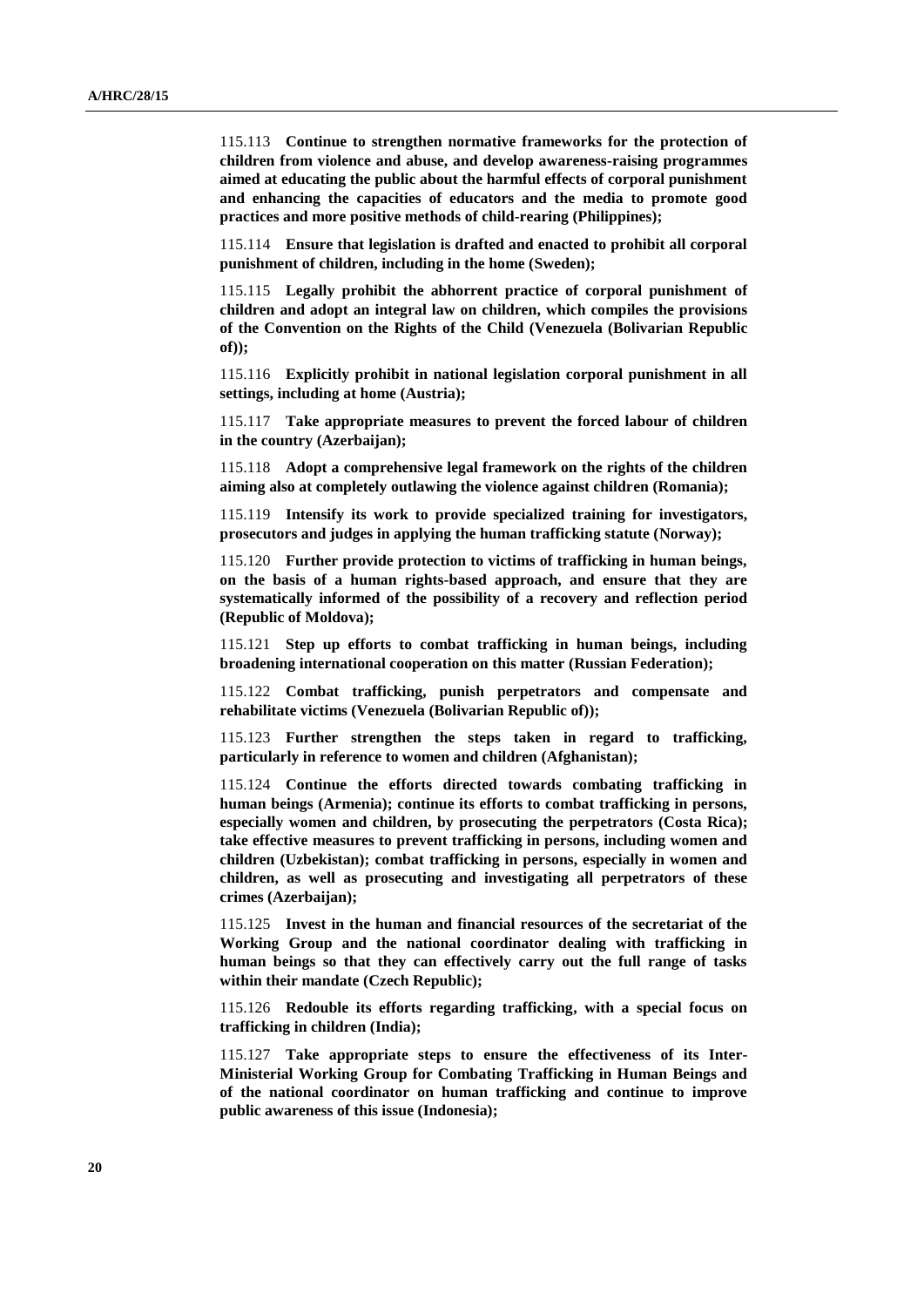115.113 **Continue to strengthen normative frameworks for the protection of children from violence and abuse, and develop awareness-raising programmes aimed at educating the public about the harmful effects of corporal punishment and enhancing the capacities of educators and the media to promote good practices and more positive methods of child-rearing (Philippines);**

115.114 **Ensure that legislation is drafted and enacted to prohibit all corporal punishment of children, including in the home (Sweden);**

115.115 **Legally prohibit the abhorrent practice of corporal punishment of children and adopt an integral law on children, which compiles the provisions of the Convention on the Rights of the Child (Venezuela (Bolivarian Republic of));**

115.116 **Explicitly prohibit in national legislation corporal punishment in all settings, including at home (Austria);**

115.117 **Take appropriate measures to prevent the forced labour of children in the country (Azerbaijan);**

115.118 **Adopt a comprehensive legal framework on the rights of the children aiming also at completely outlawing the violence against children (Romania);**

115.119 **Intensify its work to provide specialized training for investigators, prosecutors and judges in applying the human trafficking statute (Norway);**

115.120 **Further provide protection to victims of trafficking in human beings, on the basis of a human rights-based approach, and ensure that they are systematically informed of the possibility of a recovery and reflection period (Republic of Moldova);**

115.121 **Step up efforts to combat trafficking in human beings, including broadening international cooperation on this matter (Russian Federation);**

115.122 **Combat trafficking, punish perpetrators and compensate and rehabilitate victims (Venezuela (Bolivarian Republic of));**

115.123 **Further strengthen the steps taken in regard to trafficking, particularly in reference to women and children (Afghanistan);**

115.124 **Continue the efforts directed towards combating trafficking in human beings (Armenia); continue its efforts to combat trafficking in persons, especially women and children, by prosecuting the perpetrators (Costa Rica); take effective measures to prevent trafficking in persons, including women and children (Uzbekistan); combat trafficking in persons, especially in women and children, as well as prosecuting and investigating all perpetrators of these crimes (Azerbaijan);**

115.125 **Invest in the human and financial resources of the secretariat of the Working Group and the national coordinator dealing with trafficking in human beings so that they can effectively carry out the full range of tasks within their mandate (Czech Republic);**

115.126 **Redouble its efforts regarding trafficking, with a special focus on trafficking in children (India);**

115.127 **Take appropriate steps to ensure the effectiveness of its Inter-Ministerial Working Group for Combating Trafficking in Human Beings and of the national coordinator on human trafficking and continue to improve public awareness of this issue (Indonesia);**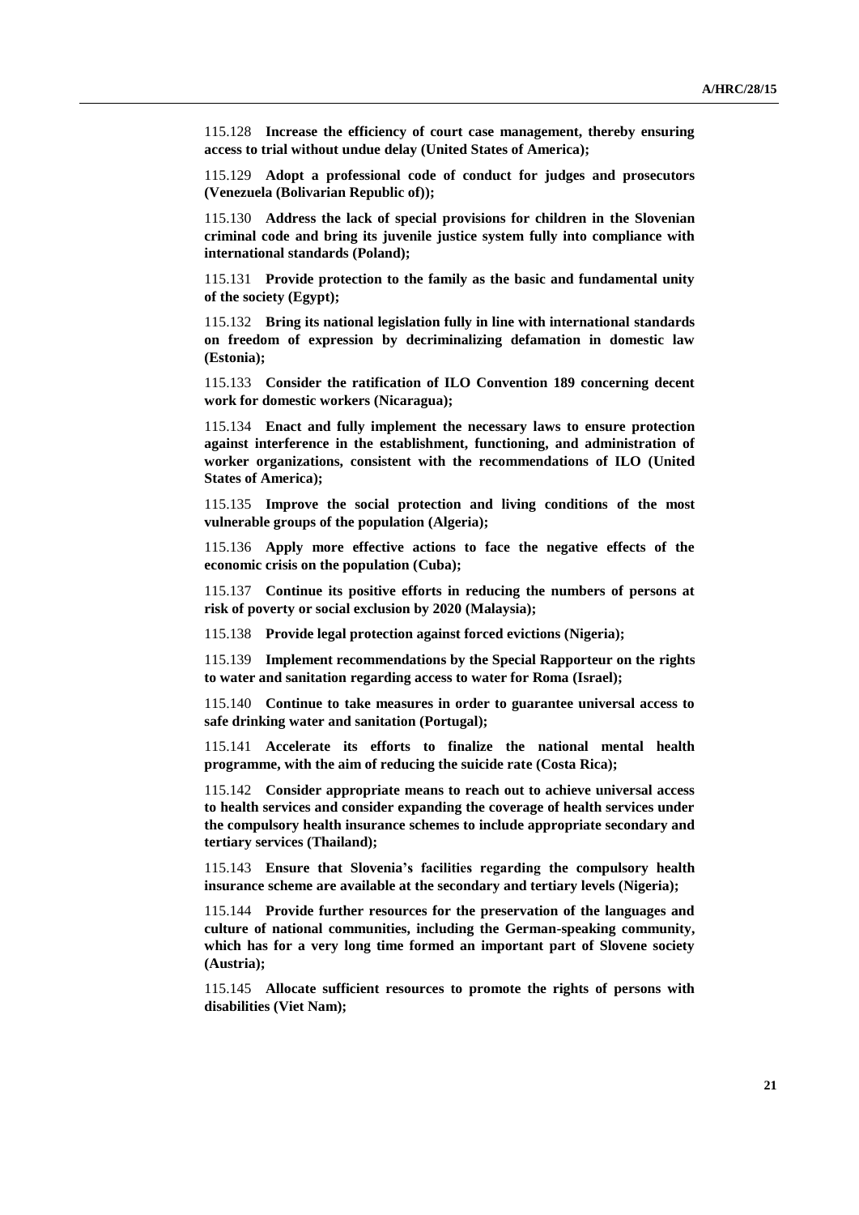115.128 **Increase the efficiency of court case management, thereby ensuring access to trial without undue delay (United States of America);**

115.129 **Adopt a professional code of conduct for judges and prosecutors (Venezuela (Bolivarian Republic of));**

115.130 **Address the lack of special provisions for children in the Slovenian criminal code and bring its juvenile justice system fully into compliance with international standards (Poland);**

115.131 **Provide protection to the family as the basic and fundamental unity of the society (Egypt);**

115.132 **Bring its national legislation fully in line with international standards on freedom of expression by decriminalizing defamation in domestic law (Estonia);**

115.133 **Consider the ratification of ILO Convention 189 concerning decent work for domestic workers (Nicaragua);**

115.134 **Enact and fully implement the necessary laws to ensure protection against interference in the establishment, functioning, and administration of worker organizations, consistent with the recommendations of ILO (United States of America);**

115.135 **Improve the social protection and living conditions of the most vulnerable groups of the population (Algeria);**

115.136 **Apply more effective actions to face the negative effects of the economic crisis on the population (Cuba);**

115.137 **Continue its positive efforts in reducing the numbers of persons at risk of poverty or social exclusion by 2020 (Malaysia);**

115.138 **Provide legal protection against forced evictions (Nigeria);**

115.139 **Implement recommendations by the Special Rapporteur on the rights to water and sanitation regarding access to water for Roma (Israel);**

115.140 **Continue to take measures in order to guarantee universal access to safe drinking water and sanitation (Portugal);**

115.141 **Accelerate its efforts to finalize the national mental health programme, with the aim of reducing the suicide rate (Costa Rica);**

115.142 **Consider appropriate means to reach out to achieve universal access to health services and consider expanding the coverage of health services under the compulsory health insurance schemes to include appropriate secondary and tertiary services (Thailand);**

115.143 **Ensure that Slovenia's facilities regarding the compulsory health insurance scheme are available at the secondary and tertiary levels (Nigeria);**

115.144 **Provide further resources for the preservation of the languages and culture of national communities, including the German-speaking community, which has for a very long time formed an important part of Slovene society (Austria);**

115.145 **Allocate sufficient resources to promote the rights of persons with disabilities (Viet Nam);**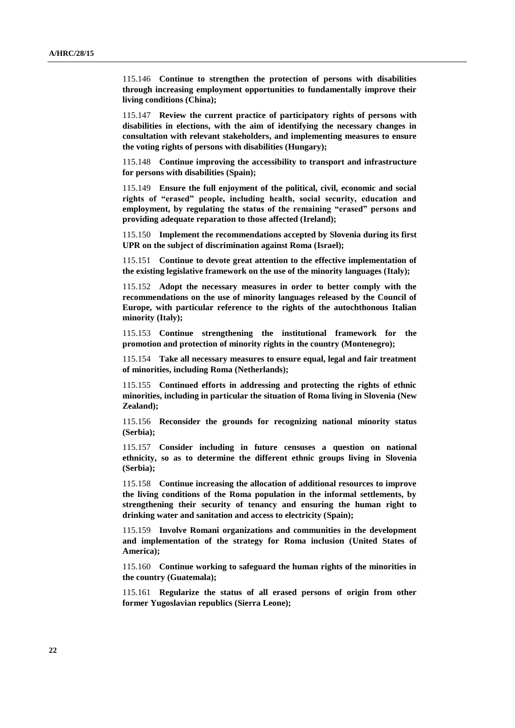115.146 **Continue to strengthen the protection of persons with disabilities through increasing employment opportunities to fundamentally improve their living conditions (China);**

115.147 **Review the current practice of participatory rights of persons with disabilities in elections, with the aim of identifying the necessary changes in consultation with relevant stakeholders, and implementing measures to ensure the voting rights of persons with disabilities (Hungary);**

115.148 **Continue improving the accessibility to transport and infrastructure for persons with disabilities (Spain);**

115.149 **Ensure the full enjoyment of the political, civil, economic and social rights of "erased" people, including health, social security, education and employment, by regulating the status of the remaining "erased" persons and providing adequate reparation to those affected (Ireland);**

115.150 **Implement the recommendations accepted by Slovenia during its first UPR on the subject of discrimination against Roma (Israel);**

115.151 **Continue to devote great attention to the effective implementation of the existing legislative framework on the use of the minority languages (Italy);**

115.152 **Adopt the necessary measures in order to better comply with the recommendations on the use of minority languages released by the Council of Europe, with particular reference to the rights of the autochthonous Italian minority (Italy);**

115.153 **Continue strengthening the institutional framework for the promotion and protection of minority rights in the country (Montenegro);**

115.154 **Take all necessary measures to ensure equal, legal and fair treatment of minorities, including Roma (Netherlands);**

115.155 **Continued efforts in addressing and protecting the rights of ethnic minorities, including in particular the situation of Roma living in Slovenia (New Zealand);**

115.156 **Reconsider the grounds for recognizing national minority status (Serbia);**

115.157 **Consider including in future censuses a question on national ethnicity, so as to determine the different ethnic groups living in Slovenia (Serbia);**

115.158 **Continue increasing the allocation of additional resources to improve the living conditions of the Roma population in the informal settlements, by strengthening their security of tenancy and ensuring the human right to drinking water and sanitation and access to electricity (Spain);**

115.159 **Involve Romani organizations and communities in the development and implementation of the strategy for Roma inclusion (United States of America);**

115.160 **Continue working to safeguard the human rights of the minorities in the country (Guatemala);**

115.161 **Regularize the status of all erased persons of origin from other former Yugoslavian republics (Sierra Leone);**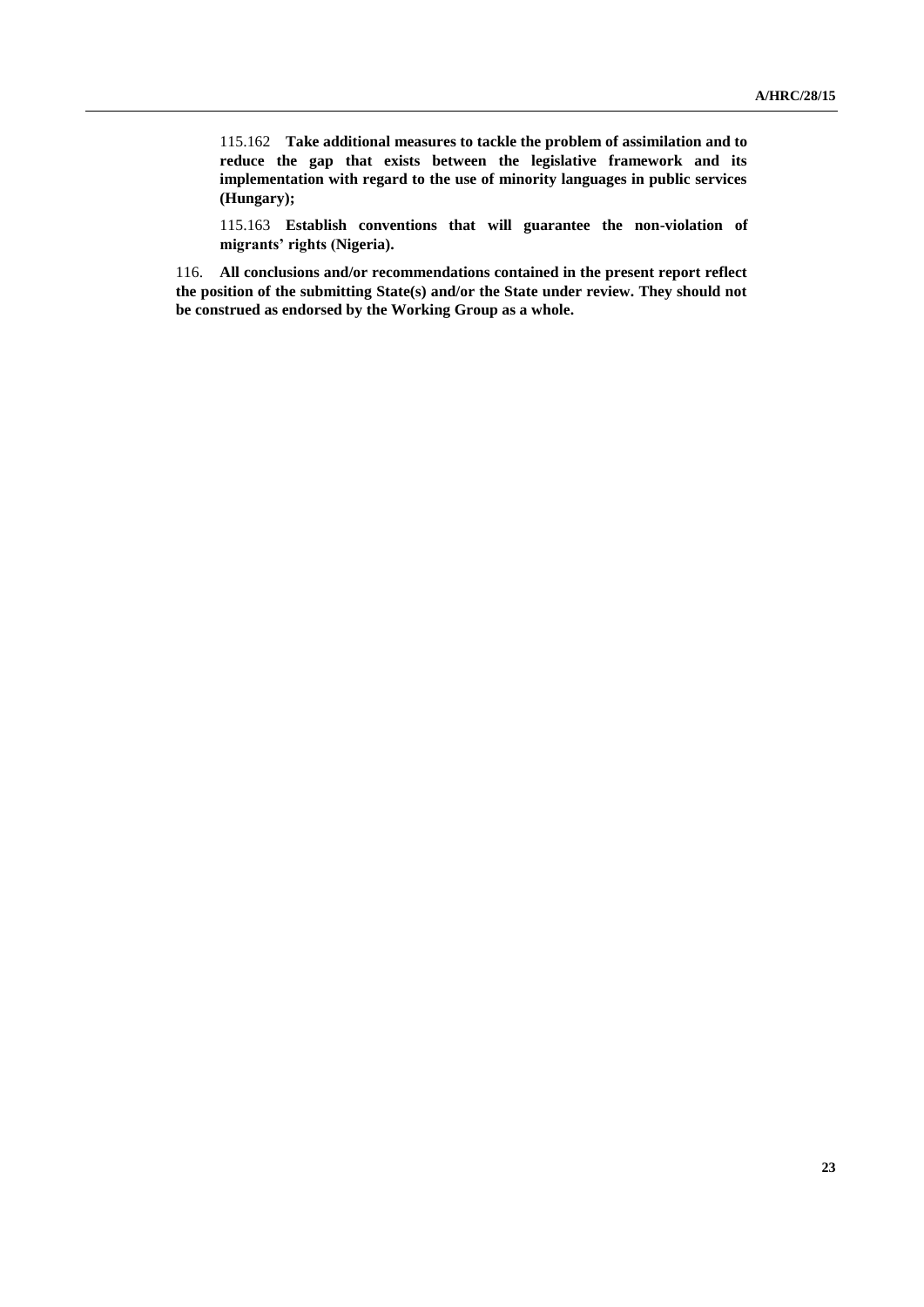115.162 **Take additional measures to tackle the problem of assimilation and to reduce the gap that exists between the legislative framework and its implementation with regard to the use of minority languages in public services (Hungary);**

115.163 **Establish conventions that will guarantee the non-violation of migrants' rights (Nigeria).**

116. **All conclusions and/or recommendations contained in the present report reflect the position of the submitting State(s) and/or the State under review. They should not be construed as endorsed by the Working Group as a whole.**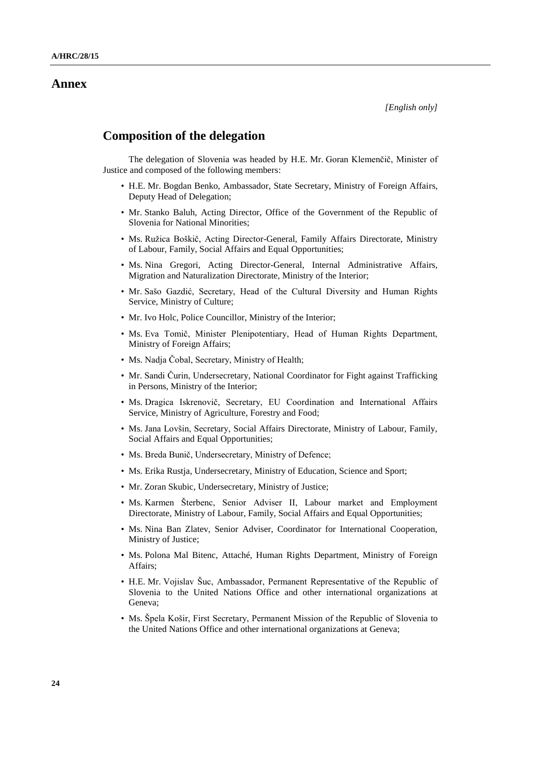# Annex

*[English only]*

## Composition of the delegation

The delegation of Slovenia was headed by H.E. Mr. Goran Klemenčič, Minister of Justice and composed of the following members:

- H.E. Mr. Bogdan Benko, Ambassador, State Secretary, Ministry of Foreign Affairs, Deputy Head of Delegation;
- Mr. Stanko Baluh, Acting Director, Office of the Government of the Republic of Slovenia for National Minorities;
- Ms. Ružica Boškič, Acting Director-General, Family Affairs Directorate, Ministry of Labour, Family, Social Affairs and Equal Opportunities;
- Ms. Nina Gregori, Acting Director-General, Internal Administrative Affairs, Migration and Naturalization Directorate, Ministry of the Interior;
- Mr. Sašo Gazdić, Secretary, Head of the Cultural Diversity and Human Rights Service, Ministry of Culture;
- Mr. Ivo Holc, Police Councillor, Ministry of the Interior;
- Ms. Eva Tomič, Minister Plenipotentiary, Head of Human Rights Department, Ministry of Foreign Affairs;
- Ms. Nadja Čobal, Secretary, Ministry of Health;
- Mr. Sandi Čurin, Undersecretary, National Coordinator for Fight against Trafficking in Persons, Ministry of the Interior;
- Ms. Dragica Iskrenovič, Secretary, EU Coordination and International Affairs Service, Ministry of Agriculture, Forestry and Food;
- Ms. Jana Lovšin, Secretary, Social Affairs Directorate, Ministry of Labour, Family, Social Affairs and Equal Opportunities;
- Ms. Breda Bunič, Undersecretary, Ministry of Defence;
- Ms. Erika Rustja, Undersecretary, Ministry of Education, Science and Sport;
- Mr. Zoran Skubic, Undersecretary, Ministry of Justice;
- Ms. Karmen Šterbenc, Senior Adviser II, Labour market and Employment Directorate, Ministry of Labour, Family, Social Affairs and Equal Opportunities;
- Ms. Nina Ban Zlatev, Senior Adviser, Coordinator for International Cooperation, Ministry of Justice;
- Ms. Polona Mal Bitenc, Attaché, Human Rights Department, Ministry of Foreign Affairs;
- H.E. Mr. Vojislav Šuc, Ambassador, Permanent Representative of the Republic of Slovenia to the United Nations Office and other international organizations at Geneva;
- Ms. Špela Košir, First Secretary, Permanent Mission of the Republic of Slovenia to the United Nations Office and other international organizations at Geneva;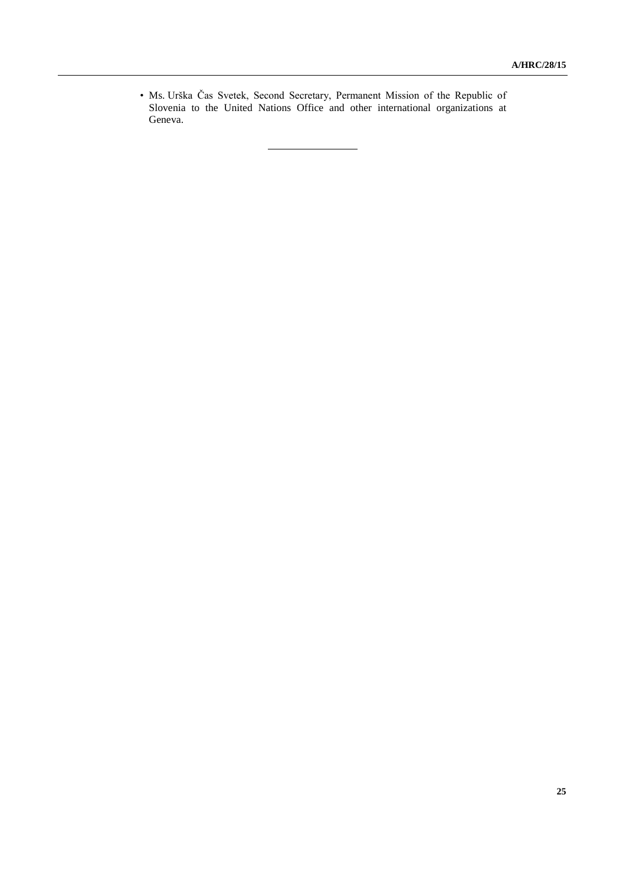- Ms. Urška Čas Svetek, Second Secretary, Permanent Mission of the Republic of Slovenia to the United Nations Office and other international organizations at Geneva.